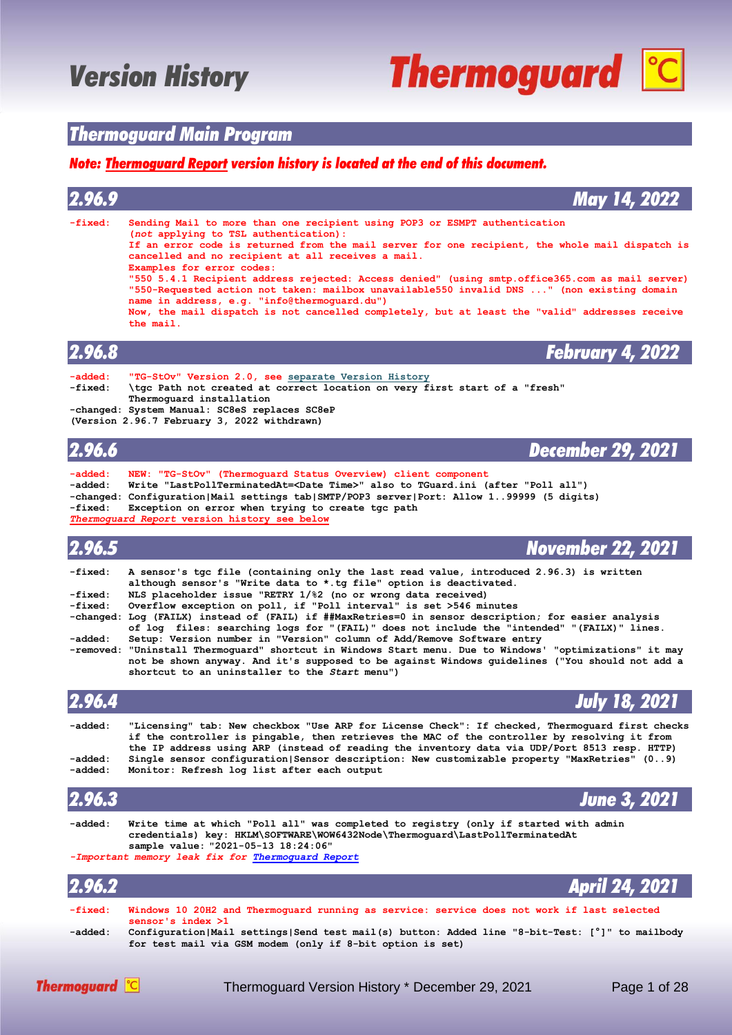# Version History

# Thermoguard

## Thermoguard Main Program

***Note: Thermoguard Report version history is located at the end of this document.***

### 2.96.9 — May 14, 2022

```
-fixed:   Sending Mail to more than one recipient using POP3 or ESMPT authentication
          (not applying to TSL authentication):
          If an error code is returned from the mail server for one recipient, the whole mail dispatch is
          cancelled and no recipient at all receives a mail.
          Examples for error codes:
          "550 5.4.1 Recipient address rejected: Access denied" (using smtp.office365.com as mail server)
          "550-Requested action not taken: mailbox unavailable550 invalid DNS ..." (non existing domain
          name in address, e.g. "info@thermoguard.du")
          Now, the mail dispatch is not cancelled completely, but at least the "valid" addresses receive
          the mail.
```

### 2.96.8 — February 4, 2022

```
-added:   "TG-StOv" Version 2.0, see separate Version History
-fixed:   \tgc Path not created at correct location on very first start of a "fresh"
          Thermoguard installation
-changed: System Manual: SC8eS replaces SC8eP
(Version 2.96.7 February 3, 2022 withdrawn)
```

### 2.96.6 — December 29, 2021

```
-added:   NEW: "TG-StOv" (Thermoguard Status Overview) client component
-added:   Write "LastPollTerminatedAt=<Date Time>" also to TGuard.ini (after "Poll all")
-changed: Configuration|Mail settings tab|SMTP/POP3 server|Port: Allow 1..99999 (5 digits)
-fixed:   Exception on error when trying to create tgc path
```

*Thermoguard Report version history see below*

### 2.96.5 — November 22, 2021

```
-fixed:   A sensor's tgc file (containing only the last read value, introduced 2.96.3) is written
          although sensor's "Write data to *.tg file" option is deactivated.
-fixed:   NLS placeholder issue "RETRY 1/%2 (no or wrong data received)
-fixed:   Overflow exception on poll, if "Poll interval" is set >546 minutes
-changed: Log (FAILX) instead of (FAIL) if ##MaxRetries=0 in sensor description; for easier analysis
          of log  files: searching logs for "(FAIL)" does not include the "intended" "(FAILX)" lines.
-added:   Setup: Version number in "Version" column of Add/Remove Software entry
-removed: "Uninstall Thermoguard" shortcut in Windows Start menu. Due to Windows' "optimizations" it may
          not be shown anyway. And it's supposed to be against Windows guidelines ("You should not add a
          shortcut to an uninstaller to the Start menu")
```

### 2.96.4 — July 18, 2021

```
-added:   "Licensing" tab: New checkbox "Use ARP for License Check": If checked, Thermoguard first checks
          if the controller is pingable, then retrieves the MAC of the controller by resolving it from
          the IP address using ARP (instead of reading the inventory data via UDP/Port 8513 resp. HTTP)
-added:   Single sensor configuration|Sensor description: New customizable property "MaxRetries" (0..9)
-added:   Monitor: Refresh log list after each output
```

### 2.96.3 — June 3, 2021

```
-added:   Write time at which "Poll all" was completed to registry (only if started with admin
          credentials) key: HKLM\SOFTWARE\WOW6432Node\Thermoguard\LastPollTerminatedAt
          sample value: "2021-05-13 18:24:06"
-Important memory leak fix for Thermoguard Report
```

### 2.96.2 — April 24, 2021

```
-fixed:   Windows 10 20H2 and Thermoguard running as service: service does not work if last selected
          sensor's index >1
-added:   Configuration|Mail settings|Send test mail(s) button: Added line "8-bit-Test: [°]" to mailbody
          for test mail via GSM modem (only if 8-bit option is set)
```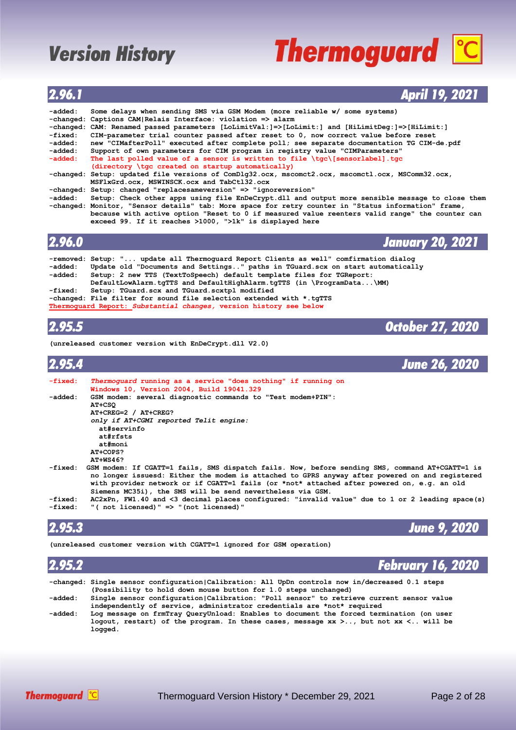# Version History

## 2.96.1 — April 19, 2021

```
-added:   Some delays when sending SMS via GSM Modem (more reliable w/ some systems)
-changed: Captions CAM|Relais Interface: violation => alarm
-changed: CAM: Renamed passed parameters [LoLimitVal:]=>[LoLimit:] and [HiLimitDeg:]=>[HiLimit:]
-fixed:   CIM-parameter trial counter passed after reset to 0, now correct value before reset
-added:   new "CIMafterPoll" executed after complete poll; see separate documentation TG CIM-de.pdf
-added:   Support of own parameters for CIM program in registry value "CIMParameters"
-added:   The last polled value of a sensor is written to file \tgc\[sensorlabel].tgc
          (directory \tgc created on startup automatically)
-changed: Setup: updated file versions of ComDlg32.ocx, mscomct2.ocx, mscomctl.ocx, MSComm32.ocx,
          MSFlxGrd.ocx, MSWINSCK.ocx and TabCtl32.ocx
-changed: Setup: changed "replacesameversion" => "ignoreversion"
-added:   Setup: Check other apps using file EnDeCrypt.dll and output more sensible message to close them
-changed: Monitor, "Sensor details" tab: More space for retry counter in "Status information" frame,
          because with active option "Reset to 0 if measured value reenters valid range" the counter can
          exceed 99. If it reaches >1000, ">1k" is displayed here
```

## 2.96.0 — January 20, 2021

```
-removed: Setup: "... update all Thermoguard Report Clients as well" comfirmation dialog
-added:   Update old "Documents and Settings.." paths in TGuard.scx on start automatically
-added:   Setup: 2 new TTS (TextToSpeech) default template files for TGReport:
          DefaultLowAlarm.tgTTS and DefaultHighAlarm.tgTTS (in \ProgramData...\MM)
-fixed:   Setup: TGuard.scx and TGuard.sctpl modified
-changed: File filter for sound file selection extended with *.tgTTS
```

Thermoguard Report: *Substantial changes,* version history see below

## 2.95.5 — October 27, 2020

(unreleased customer version with EnDeCrypt.dll V2.0)

## 2.95.4 — June 26, 2020

```
-fixed:   Thermoguard running as a service "does nothing" if running on
          Windows 10, Version 2004, Build 19041.329
-added:   GSM modem: several diagnostic commands to "Test modem+PIN":
          AT+CSQ
          AT+CREG=2 / AT+CREG?
          only if AT+CGMI reported Telit engine:
            at#servinfo
            at#rfsts
            at#moni
          AT+COPS?
          AT+WS46?
-fixed:   GSM modem: If CGATT=1 fails, SMS dispatch fails. Now, before sending SMS, command AT+CGATT=1 is
          no longer issuesd: Either the modem is attached to GPRS anyway after powered on and registered
          with provider network or if CGATT=1 fails (or *not* attached after powered on, e.g. an old
          Siemens MC35i), the SMS will be send nevertheless via GSM.
-fixed:   AC2xPn, FW1.40 and <3 decimal places configured: "invalid value" due to 1 or 2 leading space(s)
-fixed:   "( not licensed)" => "(not licensed)"
```

## 2.95.3 — June 9, 2020

(unreleased customer version with CGATT=1 ignored for GSM operation)

## 2.95.2 — February 16, 2020

```
-changed: Single sensor configuration|Calibration: All UpDn controls now in/decreased 0.1 steps
          (Possibility to hold down mouse button for 1.0 steps unchanged)
-added:   Single sensor configuration|Calibration: "Poll sensor" to retrieve current sensor value
          independently of service, administrator credentials are *not* required
-added:   Log message on frmTray QueryUnload: Enables to document the forced termination (on user
          logout, restart) of the program. In these cases, message xx >.., but not xx <.. will be
          logged.
```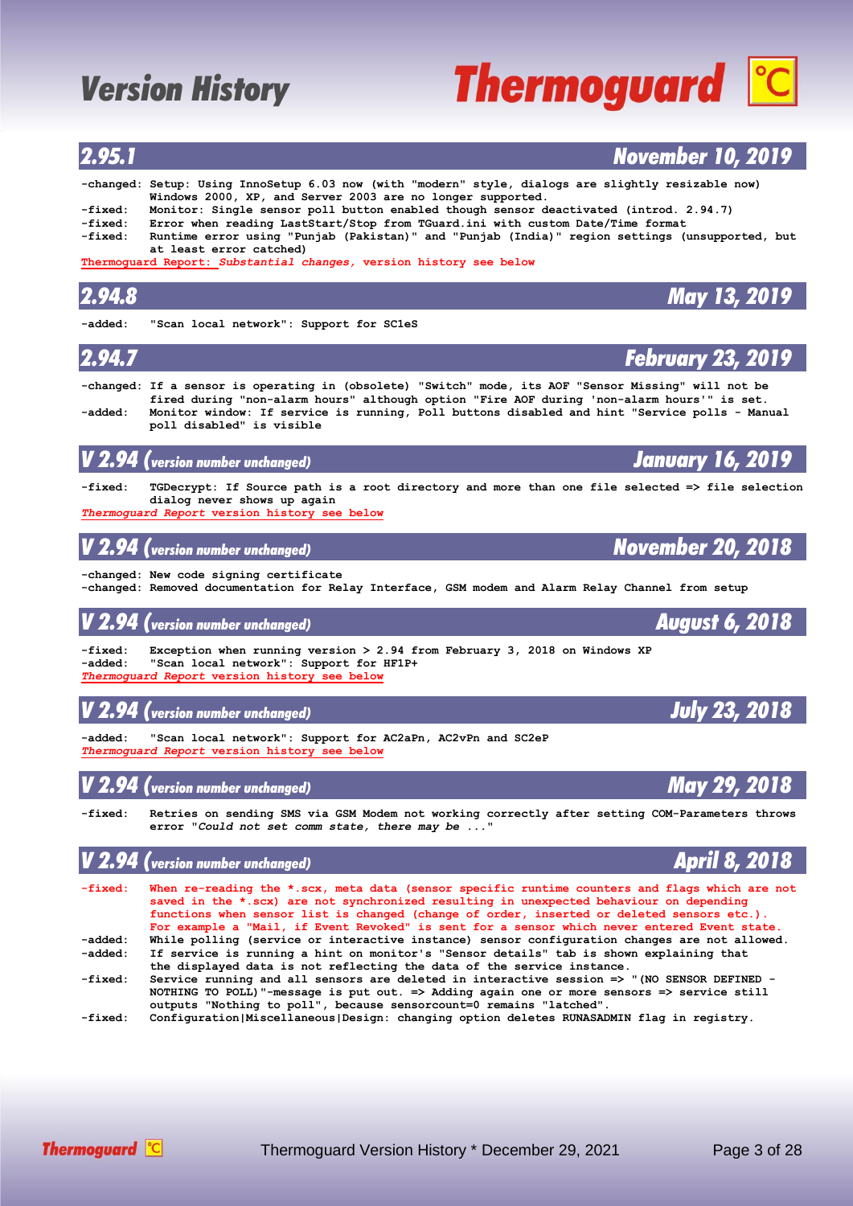# Version History

## 2.95.1 — November 10, 2019

-changed: Setup: Using InnoSetup 6.03 now (with "modern" style, dialogs are slightly resizable now) Windows 2000, XP, and Server 2003 are no longer supported.
-fixed: Monitor: Single sensor poll button enabled though sensor deactivated (introd. 2.94.7)
-fixed: Error when reading LastStart/Stop from TGuard.ini with custom Date/Time format
-fixed: Runtime error using "Punjab (Pakistan)" and "Punjab (India)" region settings (unsupported, but at least error catched)
Thermoguard Report: *Substantial changes*, version history see below

## 2.94.8 — May 13, 2019

-added: "Scan local network": Support for SC1eS

## 2.94.7 — February 23, 2019

-changed: If a sensor is operating in (obsolete) "Switch" mode, its AOF "Sensor Missing" will not be fired during "non-alarm hours" although option "Fire AOF during 'non-alarm hours'" is set.
-added: Monitor window: If service is running, Poll buttons disabled and hint "Service polls - Manual poll disabled" is visible

## V 2.94 (*version number unchanged*) — January 16, 2019

-fixed: TGDecrypt: If Source path is a root directory and more than one file selected => file selection dialog never shows up again
*Thermoguard Report* version history see below

## V 2.94 (*version number unchanged*) — November 20, 2018

-changed: New code signing certificate
-changed: Removed documentation for Relay Interface, GSM modem and Alarm Relay Channel from setup

## V 2.94 (*version number unchanged*) — August 6, 2018

-fixed: Exception when running version > 2.94 from February 3, 2018 on Windows XP
-added: "Scan local network": Support for HF1P+
*Thermoguard Report* version history see below

## V 2.94 (*version number unchanged*) — July 23, 2018

-added: "Scan local network": Support for AC2aPn, AC2vPn and SC2eP
*Thermoguard Report* version history see below

## V 2.94 (*version number unchanged*) — May 29, 2018

-fixed: Retries on sending SMS via GSM Modem not working correctly after setting COM-Parameters throws error "*Could not set comm state, there may be ...*"

## V 2.94 (*version number unchanged*) — April 8, 2018

-fixed: When re-reading the *.scx, meta data (sensor specific runtime counters and flags which are not saved in the *.scx) are not synchronized resulting in unexpected behaviour on depending functions when sensor list is changed (change of order, inserted or deleted sensors etc.). For example a "Mail, if Event Revoked" is sent for a sensor which never entered Event state.
-added: While polling (service or interactive instance) sensor configuration changes are not allowed.
-added: If service is running a hint on monitor's "Sensor details" tab is shown explaining that the displayed data is not reflecting the data of the service instance.
-fixed: Service running and all sensors are deleted in interactive session => "(NO SENSOR DEFINED - NOTHING TO POLL)"-message is put out. => Adding again one or more sensors => service still outputs "Nothing to poll", because sensorcount=0 remains "latched".
-fixed: Configuration|Miscellaneous|Design: changing option deletes RUNASADMIN flag in registry.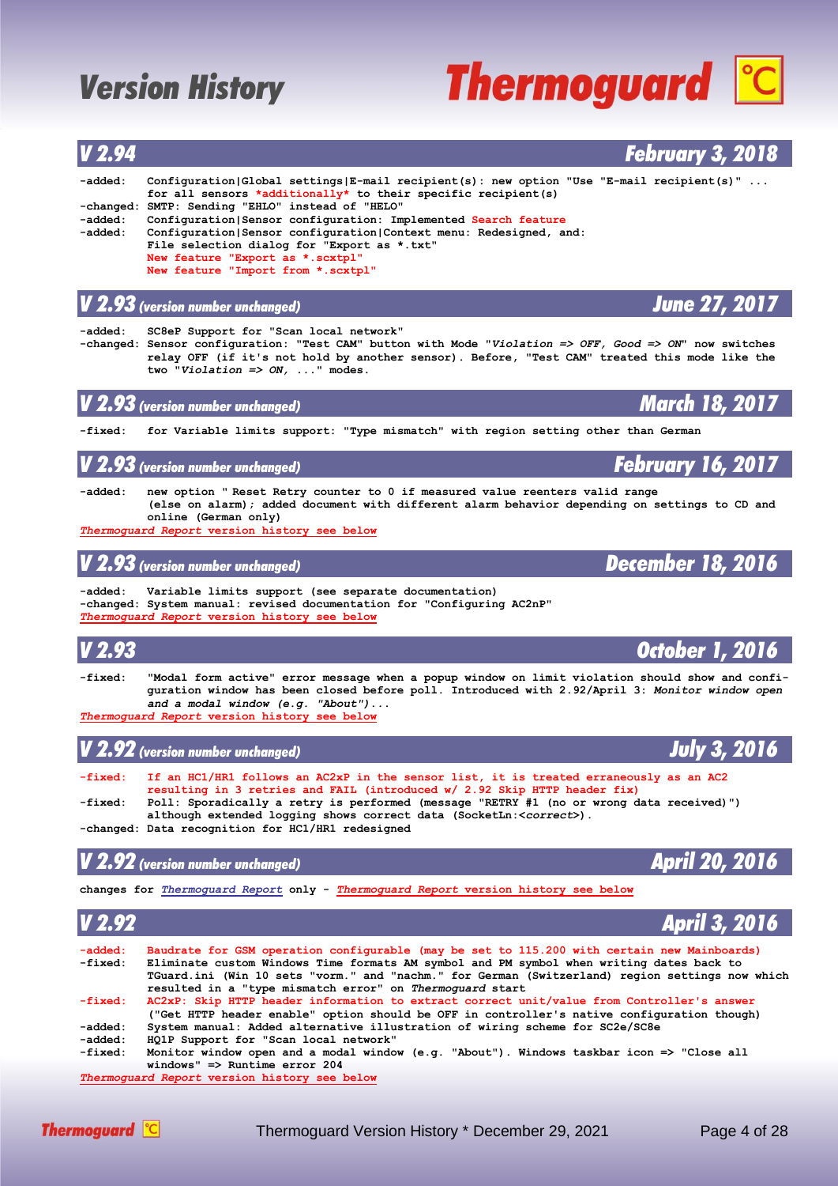# Version History

## V 2.94 — February 3, 2018

-added: Configuration|Global settings|E-mail recipient(s): new option "Use "E-mail recipient(s)" ... for all sensors *additionally* to their specific recipient(s)
-changed: SMTP: Sending "EHLO" instead of "HELO"
-added: Configuration|Sensor configuration: Implemented Search feature
-added: Configuration|Sensor configuration|Context menu: Redesigned, and: File selection dialog for "Export as *.txt"
New feature "Export as *.scxtpl"
New feature "Import from *.scxtpl"

## V 2.93 (version number unchanged) — June 27, 2017

-added: SC8eP Support for "Scan local network"
-changed: Sensor configuration: "Test CAM" button with Mode "*Violation => OFF, Good => ON*" now switches relay OFF (if it's not hold by another sensor). Before, "Test CAM" treated this mode like the two "*Violation => ON, ...*" modes.

## V 2.93 (version number unchanged) — March 18, 2017

-fixed: for Variable limits support: "Type mismatch" with region setting other than German

## V 2.93 (version number unchanged) — February 16, 2017

-added: new option " Reset Retry counter to 0 if measured value reenters valid range (else on alarm); added document with different alarm behavior depending on settings to CD and online (German only)
*Thermoguard Report version history see below*

## V 2.93 (version number unchanged) — December 18, 2016

-added: Variable limits support (see separate documentation)
-changed: System manual: revised documentation for "Configuring AC2nP"
*Thermoguard Report version history see below*

## V 2.93 — October 1, 2016

-fixed: "Modal form active" error message when a popup window on limit violation should show and configuration window has been closed before poll. Introduced with 2.92/April 3: *Monitor window open and a modal window (e.g. "About")...*
*Thermoguard Report version history see below*

## V 2.92 (version number unchanged) — July 3, 2016

-fixed: If an HC1/HR1 follows an AC2xP in the sensor list, it is treated erraneously as an AC2 resulting in 3 retries and FAIL (introduced w/ 2.92 Skip HTTP header fix)
-fixed: Poll: Sporadically a retry is performed (message "RETRY #1 (no or wrong data received)") although extended logging shows correct data (SocketLn:<*correct*>).
-changed: Data recognition for HC1/HR1 redesigned

## V 2.92 (version number unchanged) — April 20, 2016

changes for *Thermoguard Report* only - *Thermoguard Report version history see below*

## V 2.92 — April 3, 2016

-added: Baudrate for GSM operation configurable (may be set to 115.200 with certain new Mainboards)
-fixed: Eliminate custom Windows Time formats AM symbol and PM symbol when writing dates back to TGuard.ini (Win 10 sets "vorm." and "nachm." for German (Switzerland) region settings now which resulted in a "type mismatch error" on *Thermoguard* start
-fixed: AC2xP: Skip HTTP header information to extract correct unit/value from Controller's answer ("Get HTTP header enable" option should be OFF in controller's native configuration though)
-added: System manual: Added alternative illustration of wiring scheme for SC2e/SC8e
-added: HQ1P Support for "Scan local network"
-fixed: Monitor window open and a modal window (e.g. "About"). Windows taskbar icon => "Close all windows" => Runtime error 204
*Thermoguard Report version history see below*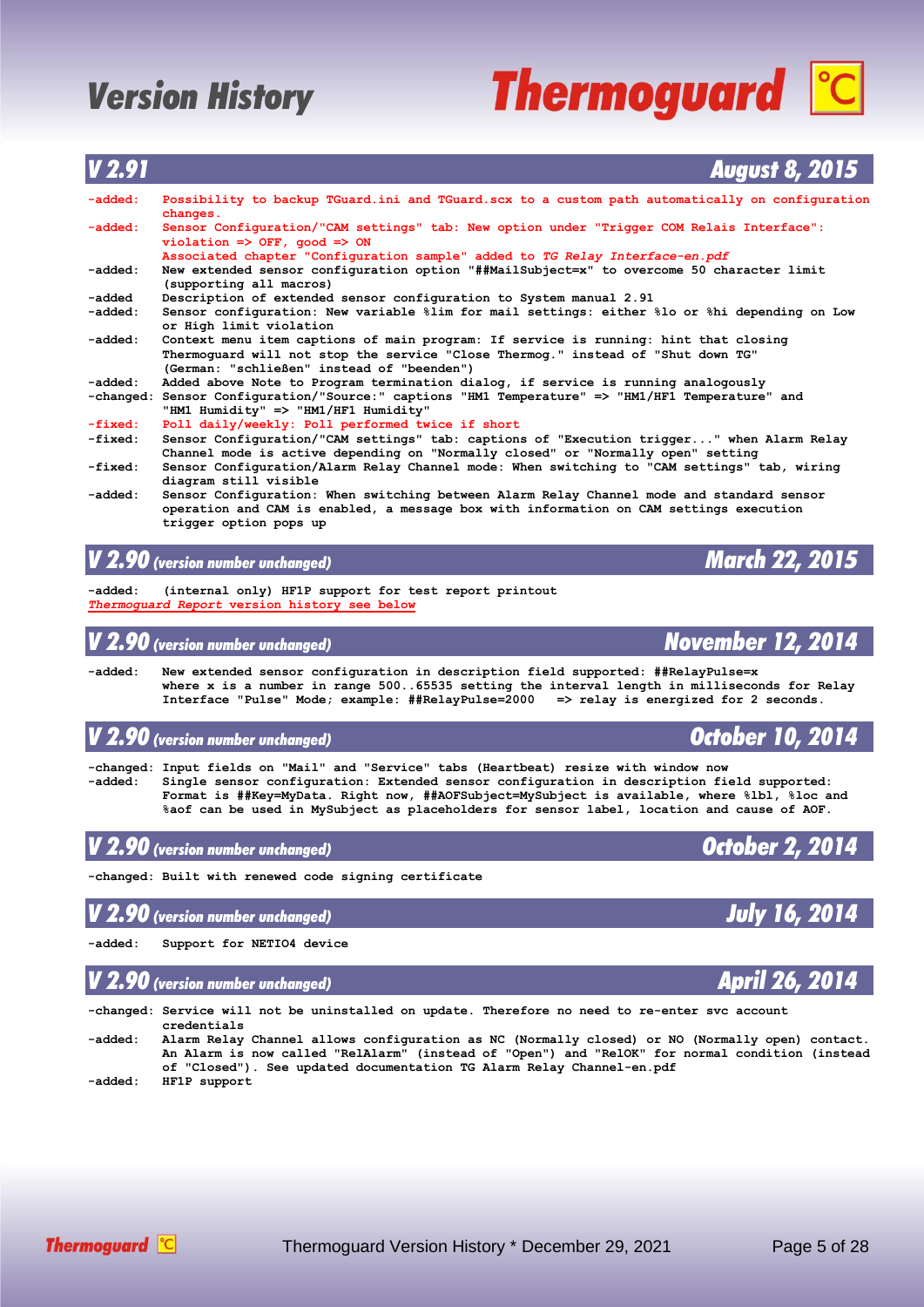# Version History

## V 2.91 — August 8, 2015

```
-added:   Possibility to backup TGuard.ini and TGuard.scx to a custom path automatically on configuration
          changes.
-added:   Sensor Configuration/"CAM settings" tab: New option under "Trigger COM Relais Interface":
          violation => OFF, good => ON
          Associated chapter "Configuration sample" added to TG Relay Interface-en.pdf
-added:   New extended sensor configuration option "##MailSubject=x" to overcome 50 character limit
          (supporting all macros)
-added    Description of extended sensor configuration to System manual 2.91
-added:   Sensor configuration: New variable %lim for mail settings: either %lo or %hi depending on Low
          or High limit violation
-added:   Context menu item captions of main program: If service is running: hint that closing
          Thermoguard will not stop the service "Close Thermog." instead of "Shut down TG"
          (German: "schließen" instead of "beenden")
-added:   Added above Note to Program termination dialog, if service is running analogously
-changed: Sensor Configuration/"Source:" captions "HM1 Temperature" => "HM1/HF1 Temperature" and
          "HM1 Humidity" => "HM1/HF1 Humidity"
-fixed:   Poll daily/weekly: Poll performed twice if short
-fixed:   Sensor Configuration/"CAM settings" tab: captions of "Execution trigger..." when Alarm Relay
          Channel mode is active depending on "Normally closed" or "Normally open" setting
-fixed:   Sensor Configuration/Alarm Relay Channel mode: When switching to "CAM settings" tab, wiring
          diagram still visible
-added:   Sensor Configuration: When switching between Alarm Relay Channel mode and standard sensor
          operation and CAM is enabled, a message box with information on CAM settings execution
          trigger option pops up
```

## V 2.90 (version number unchanged) — March 22, 2015

```
-added:   (internal only) HF1P support for test report printout
```

*Thermoguard Report* version history see below

## V 2.90 (version number unchanged) — November 12, 2014

```
-added:   New extended sensor configuration in description field supported: ##RelayPulse=x
          where x is a number in range 500..65535 setting the interval length in milliseconds for Relay
          Interface "Pulse" Mode; example: ##RelayPulse=2000   => relay is energized for 2 seconds.
```

## V 2.90 (version number unchanged) — October 10, 2014

```
-changed: Input fields on "Mail" and "Service" tabs (Heartbeat) resize with window now
-added:   Single sensor configuration: Extended sensor configuration in description field supported:
          Format is ##Key=MyData. Right now, ##AOFSubject=MySubject is available, where %lbl, %loc and
          %aof can be used in MySubject as placeholders for sensor label, location and cause of AOF.
```

## V 2.90 (version number unchanged) — October 2, 2014

```
-changed: Built with renewed code signing certificate
```

## V 2.90 (version number unchanged) — July 16, 2014

```
-added:   Support for NETIO4 device
```

## V 2.90 (version number unchanged) — April 26, 2014

```
-changed: Service will not be uninstalled on update. Therefore no need to re-enter svc account
          credentials
-added:   Alarm Relay Channel allows configuration as NC (Normally closed) or NO (Normally open) contact.
          An Alarm is now called "RelAlarm" (instead of "Open") and "RelOK" for normal condition (instead
          of "Closed"). See updated documentation TG Alarm Relay Channel-en.pdf
-added:   HF1P support
```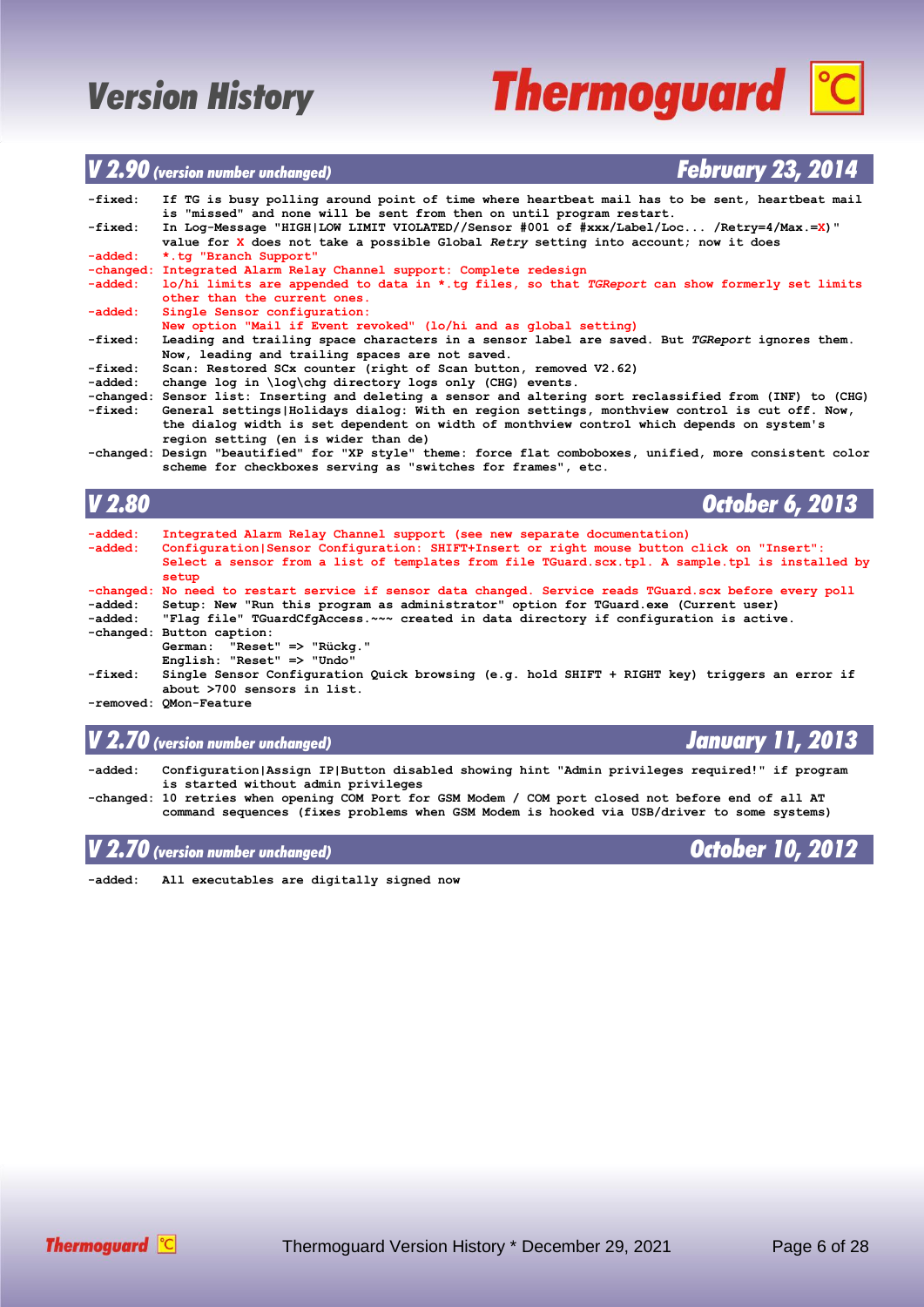## V 2.90 *(version number unchanged)* — February 23, 2014

- **-fixed:** If TG is busy polling around point of time where heartbeat mail has to be sent, heartbeat mail is "missed" and none will be sent from then on until program restart.
- **-fixed:** In Log-Message "HIGH|LOW LIMIT VIOLATED//Sensor #001 of #xxx/Label/Loc... /Retry=4/Max.=X)" value for X does not take a possible Global *Retry* setting into account; now it does
- **-added:** *.tg "Branch Support"
- **-changed:** Integrated Alarm Relay Channel support: Complete redesign
- **-added:** lo/hi limits are appended to data in *.tg files, so that *TGReport* can show formerly set limits other than the current ones.
- **-added:** Single Sensor configuration: New option "Mail if Event revoked" (lo/hi and as global setting)
- **-fixed:** Leading and trailing space characters in a sensor label are saved. But *TGReport* ignores them. Now, leading and trailing spaces are not saved.
- **-fixed:** Scan: Restored SCx counter (right of Scan button, removed V2.62)
- **-added:** change log in \log\chg directory logs only (CHG) events.
- **-changed:** Sensor list: Inserting and deleting a sensor and altering sort reclassified from (INF) to (CHG)
- **-fixed:** General settings|Holidays dialog: With en region settings, monthview control is cut off. Now, the dialog width is set dependent on width of monthview control which depends on system's region setting (en is wider than de)
- **-changed:** Design "beautified" for "XP style" theme: force flat comboboxes, unified, more consistent color scheme for checkboxes serving as "switches for frames", etc.

## V 2.80 — October 6, 2013

- **-added:** Integrated Alarm Relay Channel support (see new separate documentation)
- **-added:** Configuration|Sensor Configuration: SHIFT+Insert or right mouse button click on "Insert": Select a sensor from a list of templates from file TGuard.scx.tpl. A sample.tpl is installed by setup
- **-changed:** No need to restart service if sensor data changed. Service reads TGuard.scx before every poll
- **-added:** Setup: New "Run this program as administrator" option for TGuard.exe (Current user)
- **-added:** "Flag file" TGuardCfgAccess.~~~ created in data directory if configuration is active.
- **-changed:** Button caption:
  German: "Reset" => "Rückg."
  English: "Reset" => "Undo"
- **-fixed:** Single Sensor Configuration Quick browsing (e.g. hold SHIFT + RIGHT key) triggers an error if about >700 sensors in list.
- **-removed:** QMon-Feature

## V 2.70 *(version number unchanged)* — January 11, 2013

- **-added:** Configuration|Assign IP|Button disabled showing hint "Admin privileges required!" if program is started without admin privileges
- **-changed:** 10 retries when opening COM Port for GSM Modem / COM port closed not before end of all AT command sequences (fixes problems when GSM Modem is hooked via USB/driver to some systems)

## V 2.70 *(version number unchanged)* — October 10, 2012

- **-added:** All executables are digitally signed now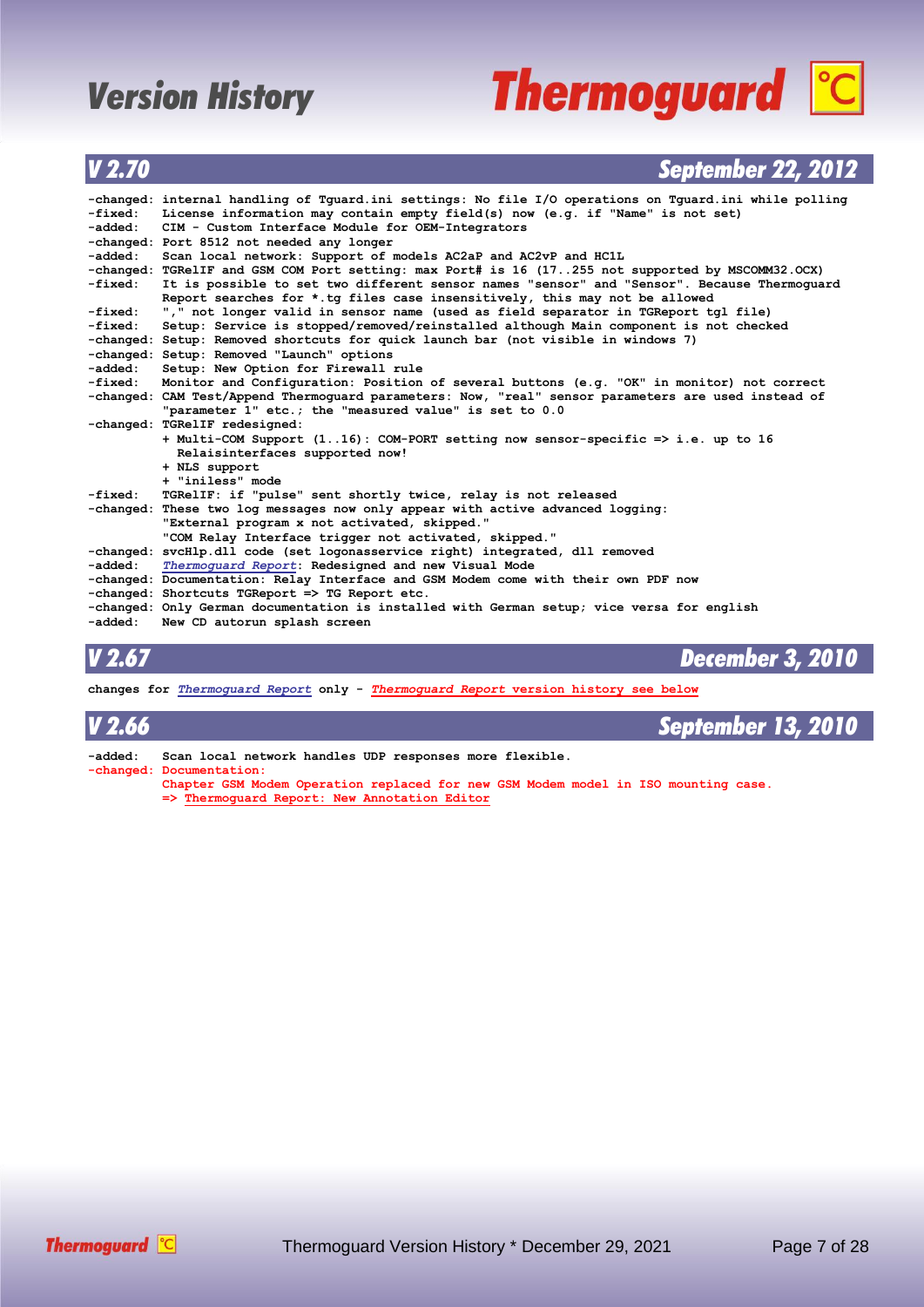# Version History

## V 2.70 — September 22, 2012

```
-changed: internal handling of Tguard.ini settings: No file I/O operations on Tguard.ini while polling
-fixed:   License information may contain empty field(s) now (e.g. if "Name" is not set)
-added:   CIM - Custom Interface Module for OEM-Integrators
-changed: Port 8512 not needed any longer
-added:   Scan local network: Support of models AC2aP and AC2vP and HC1L
-changed: TGRelIF and GSM COM Port setting: max Port# is 16 (17..255 not supported by MSCOMM32.OCX)
-fixed:   It is possible to set two different sensor names "sensor" and "Sensor". Because Thermoguard
          Report searches for *.tg files case insensitively, this may not be allowed
-fixed:   "," not longer valid in sensor name (used as field separator in TGReport tgl file)
-fixed:   Setup: Service is stopped/removed/reinstalled although Main component is not checked
-changed: Setup: Removed shortcuts for quick launch bar (not visible in windows 7)
-changed: Setup: Removed "Launch" options
-added:   Setup: New Option for Firewall rule
-fixed:   Monitor and Configuration: Position of several buttons (e.g. "OK" in monitor) not correct
-changed: CAM Test/Append Thermoguard parameters: Now, "real" sensor parameters are used instead of
          "parameter 1" etc.; the "measured value" is set to 0.0
-changed: TGRelIF redesigned:
          + Multi-COM Support (1..16): COM-PORT setting now sensor-specific => i.e. up to 16
            Relaisinterfaces supported now!
          + NLS support
          + "iniless" mode
-fixed:   TGRelIF: if "pulse" sent shortly twice, relay is not released
-changed: These two log messages now only appear with active advanced logging:
          "External program x not activated, skipped."
          "COM Relay Interface trigger not activated, skipped."
-changed: svcHlp.dll code (set logonasservice right) integrated, dll removed
-added:   Thermoguard Report: Redesigned and new Visual Mode
-changed: Documentation: Relay Interface and GSM Modem come with their own PDF now
-changed: Shortcuts TGReport => TG Report etc.
-changed: Only German documentation is installed with German setup; vice versa for english
-added:   New CD autorun splash screen
```

## V 2.67 — December 3, 2010

**changes for *Thermoguard Report* only - *Thermoguard Report* version history see below**

## V 2.66 — September 13, 2010

```
-added:   Scan local network handles UDP responses more flexible.
-changed: Documentation:
          Chapter GSM Modem Operation replaced for new GSM Modem model in ISO mounting case.
          => Thermoguard Report: New Annotation Editor
```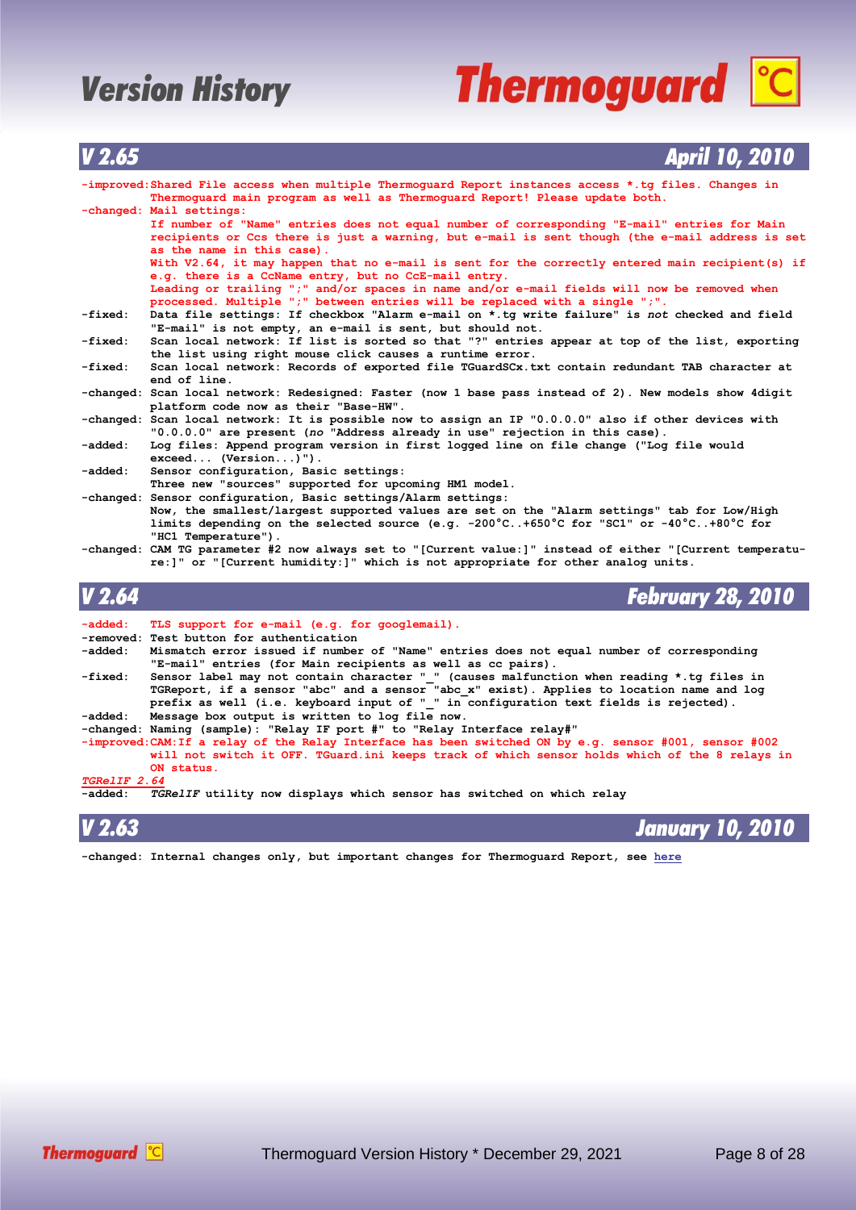# Version History

## V 2.65 — April 10, 2010

-improved: Shared File access when multiple Thermoguard Report instances access *.tg files. Changes in Thermoguard main program as well as Thermoguard Report! Please update both.

-changed: Mail settings:
If number of "Name" entries does not equal number of corresponding "E-mail" entries for Main recipients or Ccs there is just a warning, but e-mail is sent though (the e-mail address is set as the name in this case).
With V2.64, it may happen that no e-mail is sent for the correctly entered main recipient(s) if e.g. there is a CcName entry, but no CcE-mail entry.
Leading or trailing ";" and/or spaces in name and/or e-mail fields will now be removed when processed. Multiple ";" between entries will be replaced with a single ";".

-fixed: Data file settings: If checkbox "Alarm e-mail on *.tg write failure" is *not* checked and field "E-mail" is not empty, an e-mail is sent, but should not.

-fixed: Scan local network: If list is sorted so that "?" entries appear at top of the list, exporting the list using right mouse click causes a runtime error.

-fixed: Scan local network: Records of exported file TGuardSCx.txt contain redundant TAB character at end of line.

-changed: Scan local network: Redesigned: Faster (now 1 base pass instead of 2). New models show 4digit platform code now as their "Base-HW".

-changed: Scan local network: It is possible now to assign an IP "0.0.0.0" also if other devices with "0.0.0.0" are present (*no* "Address already in use" rejection in this case).

-added: Log files: Append program version in first logged line on file change ("Log file would exceed... (Version...)").

-added: Sensor configuration, Basic settings:
Three new "sources" supported for upcoming HM1 model.

-changed: Sensor configuration, Basic settings/Alarm settings:
Now, the smallest/largest supported values are set on the "Alarm settings" tab for Low/High limits depending on the selected source (e.g. -200°C..+650°C for "SC1" or -40°C..+80°C for "HC1 Temperature").

-changed: CAM TG parameter #2 now always set to "[Current value:]" instead of either "[Current temperature:]" or "[Current humidity:]" which is not appropriate for other analog units.

## V 2.64 — February 28, 2010

-added: TLS support for e-mail (e.g. for googlemail).

-removed: Test button for authentication

-added: Mismatch error issued if number of "Name" entries does not equal number of corresponding "E-mail" entries (for Main recipients as well as cc pairs).

-fixed: Sensor label may not contain character "_" (causes malfunction when reading *.tg files in TGReport, if a sensor "abc" and a sensor "abc_x" exist). Applies to location name and log prefix as well (i.e. keyboard input of "_" in configuration text fields is rejected).

-added: Message box output is written to log file now.

-changed: Naming (sample): "Relay IF port #" to "Relay Interface relay#"

-improved: CAM: If a relay of the Relay Interface has been switched ON by e.g. sensor #001, sensor #002 will not switch it OFF. TGuard.ini keeps track of which sensor holds which of the 8 relays in ON status.

*TGRelIF 2.64*

-added: *TGRelIF* utility now displays which sensor has switched on which relay

## V 2.63 — January 10, 2010

-changed: Internal changes only, but important changes for Thermoguard Report, see here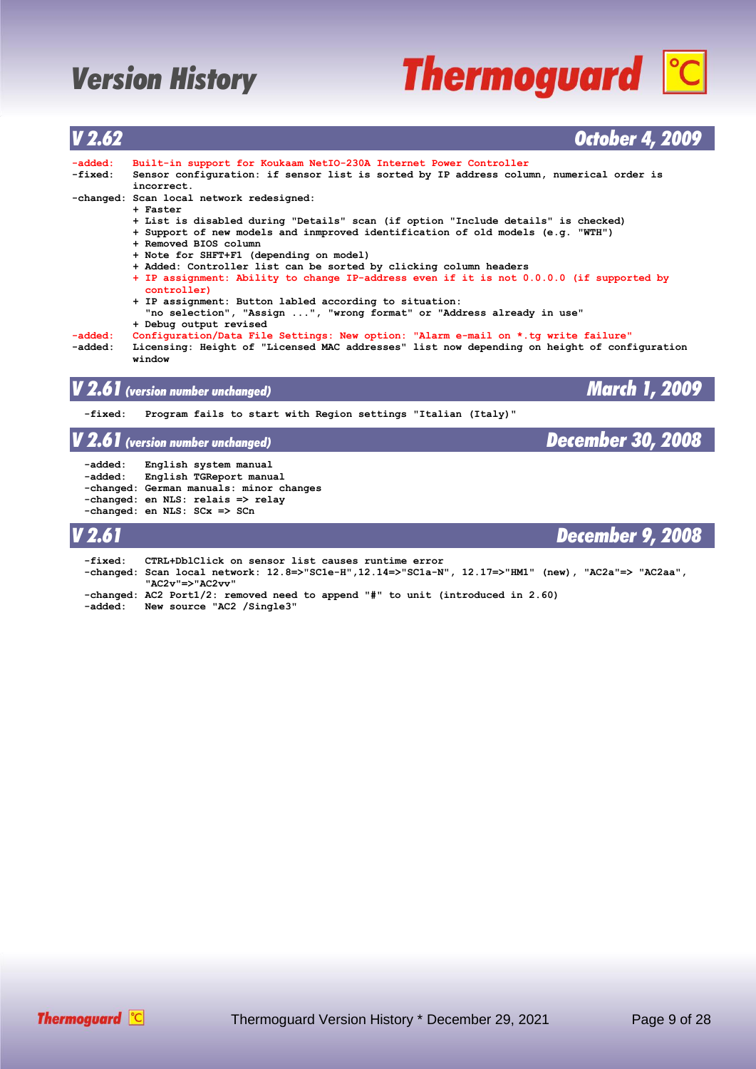## V 2.62 — October 4, 2009

```
-added:   Built-in support for Koukaam NetIO-230A Internet Power Controller
-fixed:   Sensor configuration: if sensor list is sorted by IP address column, numerical order is
          incorrect.
-changed: Scan local network redesigned:
          + Faster
          + List is disabled during "Details" scan (if option "Include details" is checked)
          + Support of new models and inmproved identification of old models (e.g. "WTH")
          + Removed BIOS column
          + Note for SHFT+F1 (depending on model)
          + Added: Controller list can be sorted by clicking column headers
          + IP assignment: Ability to change IP-address even if it is not 0.0.0.0 (if supported by
            controller)
          + IP assignment: Button labled according to situation:
            "no selection", "Assign ...", "wrong format" or "Address already in use"
          + Debug output revised
-added:   Configuration/Data File Settings: New option: "Alarm e-mail on *.tg write failure"
-added:   Licensing: Height of "Licensed MAC addresses" list now depending on height of configuration
          window
```

## V 2.61 *(version number unchanged)* — March 1, 2009

```
-fixed:   Program fails to start with Region settings "Italian (Italy)"
```

## V 2.61 *(version number unchanged)* — December 30, 2008

```
-added:   English system manual
-added:   English TGReport manual
-changed: German manuals: minor changes
-changed: en NLS: relais => relay
-changed: en NLS: SCx => SCn
```

## V 2.61 — December 9, 2008

```
-fixed:   CTRL+DblClick on sensor list causes runtime error
-changed: Scan local network: 12.8=>"SC1e-H",12.14=>"SC1a-N", 12.17=>"HM1" (new), "AC2a"=> "AC2aa",
          "AC2v"=>"AC2vv"
-changed: AC2 Port1/2: removed need to append "#" to unit (introduced in 2.60)
-added:   New source "AC2 /Single3"
```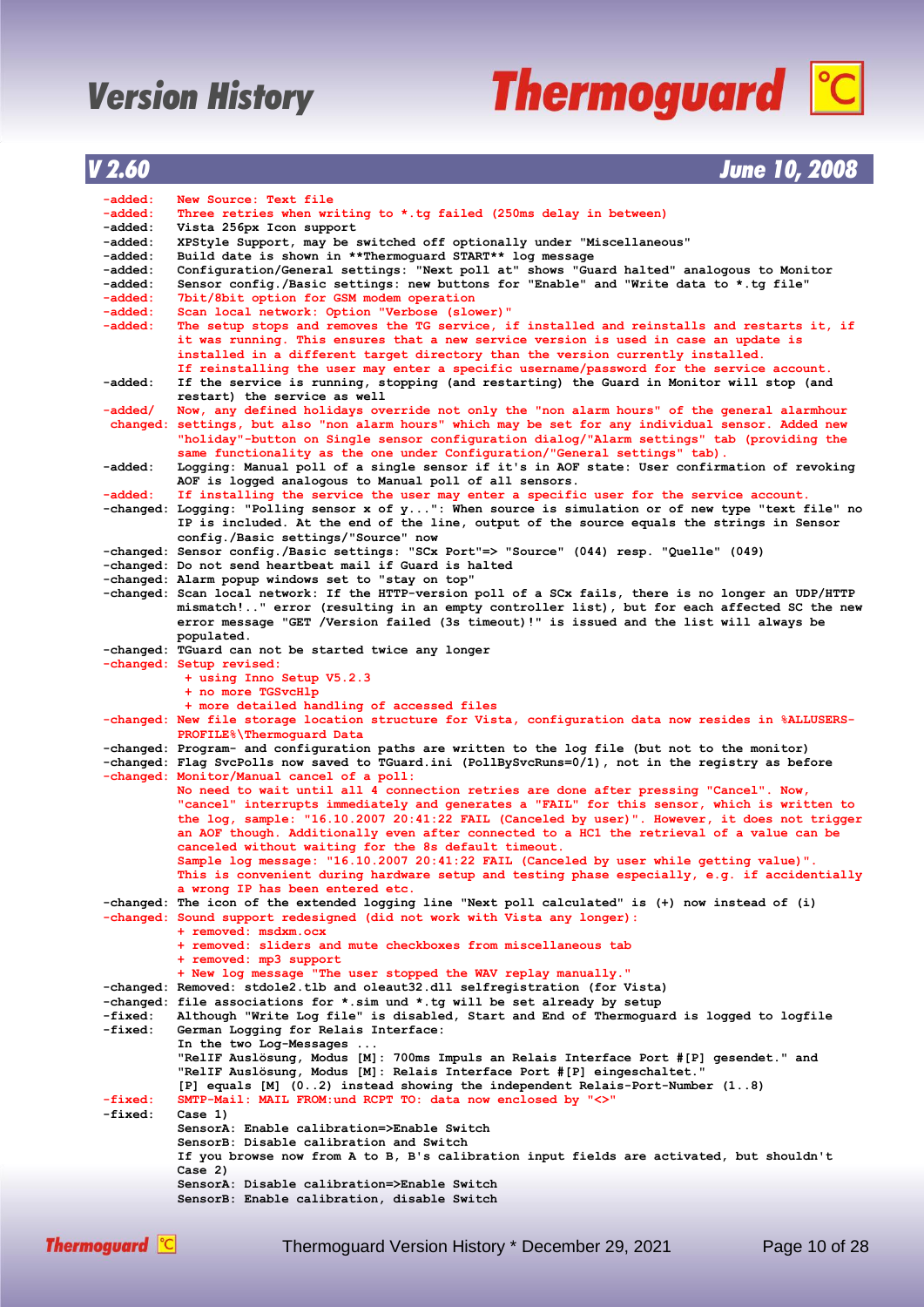# Version History

## V 2.60 — June 10, 2008

```
-added:   New Source: Text file
-added:   Three retries when writing to *.tg failed (250ms delay in between)
-added:   Vista 256px Icon support
-added:   XPStyle Support, may be switched off optionally under "Miscellaneous"
-added:   Build date is shown in **Thermoguard START** log message
-added:   Configuration/General settings: "Next poll at" shows "Guard halted" analogous to Monitor
-added:   Sensor config./Basic settings: new buttons for "Enable" and "Write data to *.tg file"
-added:   7bit/8bit option for GSM modem operation
-added:   Scan local network: Option "Verbose (slower)"
-added:   The setup stops and removes the TG service, if installed and reinstalls and restarts it, if
          it was running. This ensures that a new service version is used in case an update is
          installed in a different target directory than the version currently installed.
          If reinstalling the user may enter a specific username/password for the service account.
-added:   If the service is running, stopping (and restarting) the Guard in Monitor will stop (and
          restart) the service as well
-added/   Now, any defined holidays override not only the "non alarm hours" of the general alarmhour
 changed: settings, but also "non alarm hours" which may be set for any individual sensor. Added new
          "holiday"-button on Single sensor configuration dialog/"Alarm settings" tab (providing the
          same functionality as the one under Configuration/"General settings" tab).
-added:   Logging: Manual poll of a single sensor if it's in AOF state: User confirmation of revoking
          AOF is logged analogous to Manual poll of all sensors.
-added:   If installing the user may enter a specific user for the service account.
-changed: Logging: "Polling sensor x of y...": When source is simulation or of new type "text file" no
          IP is included. At the end of the line, output of the source equals the strings in Sensor
          config./Basic settings/"Source" now
-changed: Sensor config./Basic settings: "SCx Port"=> "Source" (044) resp. "Quelle" (049)
-changed: Do not send heartbeat mail if Guard is halted
-changed: Alarm popup windows set to "stay on top"
-changed: Scan local network: If the HTTP-version poll of a SCx fails, there is no longer an UDP/HTTP
          mismatch!.." error (resulting in an empty controller list), but for each affected SC the new
          error message "GET /Version failed (3s timeout)!" is issued and the list will always be
          populated.
-changed: TGuard can not be started twice any longer
-changed: Setup revised:
           + using Inno Setup V5.2.3
           + no more TGSvcHlp
           + more detailed handling of accessed files
-changed: New file storage location structure for Vista, configuration data now resides in %ALLUSERS-
          PROFILE%\Thermoguard Data
-changed: Program- and configuration paths are written to the log file (but not to the monitor)
-changed: Flag SvcPolls now saved to TGuard.ini (PollBySvcRuns=0/1), not in the registry as before
-changed: Monitor/Manual cancel of a poll:
          No need to wait until all 4 connection retries are done after pressing "Cancel". Now,
          "cancel" interrupts immediately and generates a "FAIL" for this sensor, which is written to
          the log, sample: "16.10.2007 20:41:22 FAIL (Canceled by user)". However, it does not trigger
          an AOF though. Additionally even after connected to a HCl the retrieval of a value can be
          canceled without waiting for the 8s default timeout.
          Sample log message: "16.10.2007 20:41:22 FAIL (Canceled by user while getting value)".
          This is convenient during hardware setup and testing phase especially, e.g. if accidentially
          a wrong IP has been entered etc.
-changed: The icon of the extended logging line "Next poll calculated" is (+) now instead of (i)
-changed: Sound support redesigned (did not work with Vista any longer):
          + removed: msdxm.ocx
          + removed: sliders and mute checkboxes from miscellaneous tab
          + removed: mp3 support
          + New log message "The user stopped the WAV replay manually."
-changed: Removed: stdole2.tlb and oleaut32.dll selfregistration (for Vista)
-changed: file associations for *.sim und *.tg will be set already by setup
-fixed:   Although "Write Log file" is disabled, Start and End of Thermoguard is logged to logfile
-fixed:   German Logging for Relais Interface:
          In the two Log-Messages ...
          "RelIF Auslösung, Modus [M]: 700ms Impuls an Relais Interface Port #[P] gesendet." and
          "RelIF Auslösung, Modus [M]: Relais Interface Port #[P] eingeschaltet."
          [P] equals [M] (0..2) instead showing the independent Relais-Port-Number (1..8)
-fixed:   SMTP-Mail: MAIL FROM:und RCPT TO: data now enclosed by "<>"
-fixed:   Case 1)
          SensorA: Enable calibration=>Enable Switch
          SensorB: Disable calibration and Switch
          If you browse now from A to B, B's calibration input fields are activated, but shouldn't
          Case 2)
          SensorA: Disable calibration=>Enable Switch
          SensorB: Enable calibration, disable Switch
```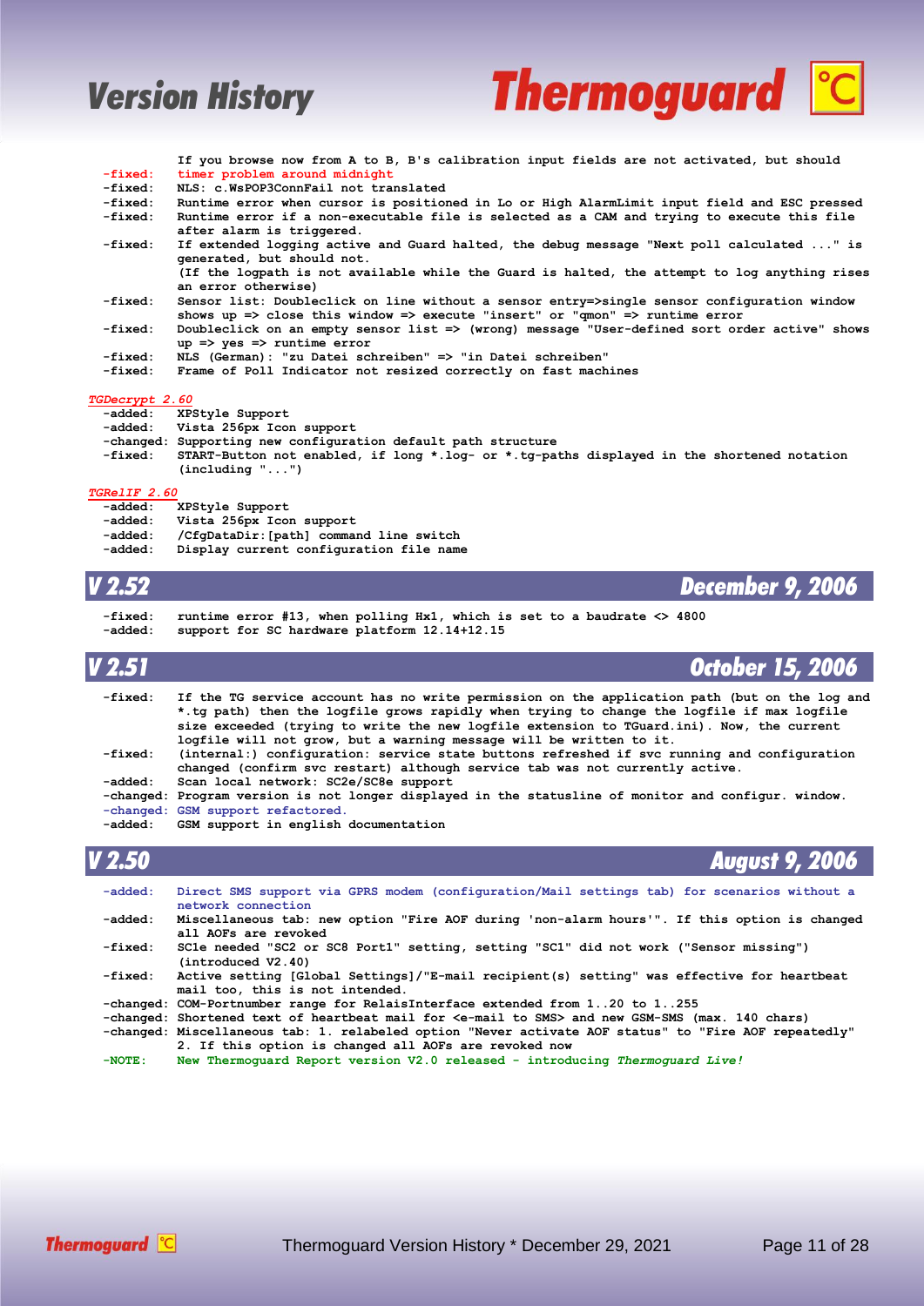```
              If you browse now from A to B, B's calibration input fields are not activated, but should
  -fixed:     timer problem around midnight
  -fixed:     NLS: c.WsPOP3ConnFail not translated
  -fixed:     Runtime error when cursor is positioned in Lo or High AlarmLimit input field and ESC pressed
  -fixed:     Runtime error if a non-executable file is selected as a CAM and trying to execute this file
              after alarm is triggered.
  -fixed:     If extended logging active and Guard halted, the debug message "Next poll calculated ..." is
              generated, but should not.
              (If the logpath is not available while the Guard is halted, the attempt to log anything rises
              an error otherwise)
  -fixed:     Sensor list: Doubleclick on line without a sensor entry=>single sensor configuration window
              shows up => close this window => execute "insert" or "qmon" => runtime error
  -fixed:     Doubleclick on an empty sensor list => (wrong) message "User-defined sort order active" shows
              up => yes => runtime error
  -fixed:     NLS (German): "zu Datei schreiben" => "in Datei schreiben"
  -fixed:     Frame of Poll Indicator not resized correctly on fast machines
```

*TGDecrypt 2.60*

```
  -added:     XPStyle Support
  -added:     Vista 256px Icon support
  -changed:   Supporting new configuration default path structure
  -fixed:     START-Button not enabled, if long *.log- or *.tg-paths displayed in the shortened notation
              (including "...")
```

*TGRelIF 2.60*

```
  -added:     XPStyle Support
  -added:     Vista 256px Icon support
  -added:     /CfgDataDir:[path] command line switch
  -added:     Display current configuration file name
```

## V 2.52 — December 9, 2006

```
  -fixed:     runtime error #13, when polling Hx1, which is set to a baudrate <> 4800
  -added:     support for SC hardware platform 12.14+12.15
```

## V 2.51 — October 15, 2006

```
  -fixed:     If the TG service account has no write permission on the application path (but on the log and
              *.tg path) then the logfile grows rapidly when trying to change the logfile if max logfile
              size exceeded (trying to write the new logfile extension to TGuard.ini). Now, the current
              logfile will not grow, but a warning message will be written to it.
  -fixed:     (internal:) configuration: service state buttons refreshed if svc running and configuration
              changed (confirm svc restart) although service tab was not currently active.
  -added:     Scan local network: SC2e/SC8e support
  -changed:   Program version is not longer displayed in the statusline of monitor and configur. window.
  -changed:   GSM support refactored.
  -added:     GSM support in english documentation
```

## V 2.50 — August 9, 2006

```
  -added:     Direct SMS support via GPRS modem (configuration/Mail settings tab) for scenarios without a
              network connection
  -added:     Miscellaneous tab: new option "Fire AOF during 'non-alarm hours'". If this option is changed
              all AOFs are revoked
  -fixed:     SC1e needed "SC2 or SC8 Port1" setting, setting "SC1" did not work ("Sensor missing")
              (introduced V2.40)
  -fixed:     Active setting [Global Settings]/"E-mail recipient(s) setting" was effective for heartbeat
              mail too, this is not intended.
  -changed:   COM-Portnumber range for RelaisInterface extended from 1..20 to 1..255
  -changed:   Shortened text of heartbeat mail for <e-mail to SMS> and new GSM-SMS (max. 140 chars)
  -changed:   Miscellaneous tab: 1. relabeled option "Never activate AOF status" to "Fire AOF repeatedly"
              2. If this option is changed all AOFs are revoked now
  -NOTE:      New Thermoguard Report version V2.0 released - introducing Thermoguard Live!
```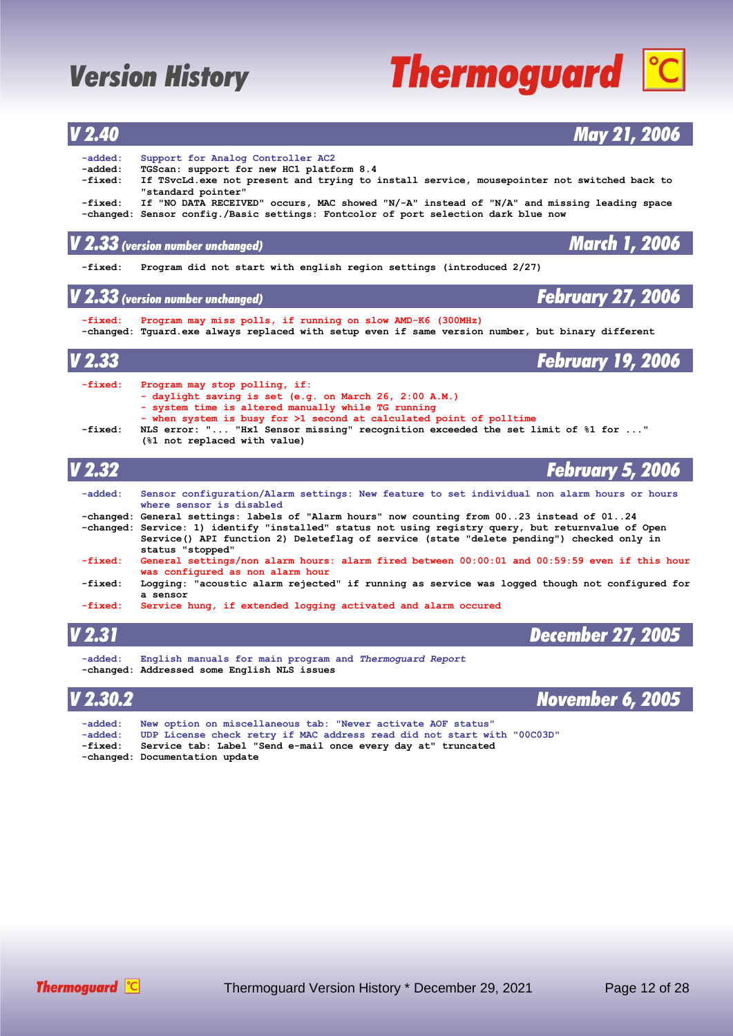# Version History

## V 2.40 — May 21, 2006

- -added: Support for Analog Controller AC2
- -added: TGScan: support for new HC1 platform 8.4
- -fixed: If TSvcLd.exe not present and trying to install service, mousepointer not switched back to "standard pointer"
- -fixed: If "NO DATA RECEIVED" occurs, MAC showed "N/-A" instead of "N/A" and missing leading space
- -changed: Sensor config./Basic settings: Fontcolor of port selection dark blue now

## V 2.33 (version number unchanged) — March 1, 2006

- -fixed: Program did not start with english region settings (introduced 2/27)

## V 2.33 (version number unchanged) — February 27, 2006

- -fixed: Program may miss polls, if running on slow AMD-K6 (300MHz)
- -changed: Tguard.exe always replaced with setup even if same version number, but binary different

## V 2.33 — February 19, 2006

- -fixed: Program may stop polling, if:
  - daylight saving is set (e.g. on March 26, 2:00 A.M.)
  - system time is altered manually while TG running
  - when system is busy for >1 second at calculated point of polltime
- -fixed: NLS error: "... "Hx1 Sensor missing" recognition exceeded the set limit of %1 for ..." (%1 not replaced with value)

## V 2.32 — February 5, 2006

- -added: Sensor configuration/Alarm settings: New feature to set individual non alarm hours or hours where sensor is disabled
- -changed: General settings: labels of "Alarm hours" now counting from 00..23 instead of 01..24
- -changed: Service: 1) identify "installed" status not using registry query, but returnvalue of Open Service() API function 2) Deleteflag of service (state "delete pending") checked only in status "stopped"
- -fixed: General settings/non alarm hours: alarm fired between 00:00:01 and 00:59:59 even if this hour was configured as non alarm hour
- -fixed: Logging: "acoustic alarm rejected" if running as service was logged though not configured for a sensor
- -fixed: Service hung, if extended logging activated and alarm occured

## V 2.31 — December 27, 2005

- -added: English manuals for main program and *Thermoguard Report*
- -changed: Addressed some English NLS issues

## V 2.30.2 — November 6, 2005

- -added: New option on miscellaneous tab: "Never activate AOF status"
- -added: UDP License check retry if MAC address read did not start with "00C03D"
- -fixed: Service tab: Label "Send e-mail once every day at" truncated
- -changed: Documentation update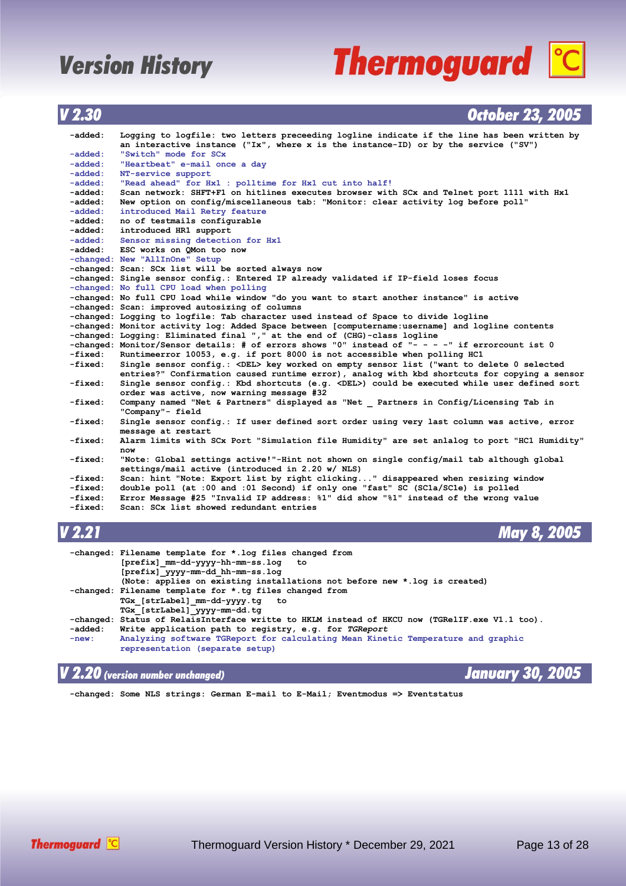## V 2.30 October 23, 2005

```
-added:   Logging to logfile: two letters preceeding logline indicate if the line has been written by
          an interactive instance ("Ix", where x is the instance-ID) or by the service ("SV")
-added:   "Switch" mode for SCx
-added:   "Heartbeat" e-mail once a day
-added:   NT-service support
-added:   "Read ahead" for Hx1 : polltime for Hx1 cut into half!
-added:   Scan network: SHFT+F1 on hitlines executes browser with SCx and Telnet port 1111 with Hx1
-added:   New option on config/miscellaneous tab: "Monitor: clear activity log before poll"
-added:   introduced Mail Retry feature
-added:   no of testmails configurable
-added:   introduced HR1 support
-added:   Sensor missing detection for Hx1
-added:   ESC works on QMon too now
-changed: New "AllInOne" Setup
-changed: Scan: SCx list will be sorted always now
-changed: Single sensor config.: Entered IP already validated if IP-field loses focus
-changed: No full CPU load when polling
-changed: No full CPU load while window "do you want to start another instance" is active
-changed: Scan: improved autosizing of columns
-changed: Logging to logfile: Tab character used instead of Space to divide logline
-changed: Monitor activity log: Added Space between [computername:username] and logline contents
-changed: Logging: Eliminated final "," at the end of (CHG)-class logline
-changed: Monitor/Sensor details: # of errors shows "0" instead of "- - - -" if errorcount ist 0
-fixed:   Runtimeerror 10053, e.g. if port 8000 is not accessible when polling HC1
-fixed:   Single sensor config.: <DEL> key worked on empty sensor list ("want to delete 0 selected
          entries?" Confirmation caused runtime error), analog with kbd shortcuts for copying a sensor
-fixed:   Single sensor config.: Kbd shortcuts (e.g. <DEL>) could be executed while user defined sort
          order was active, now warning message #32
-fixed:   Company named "Net & Partners" displayed as "Net _ Partners in Config/Licensing Tab in
          "Company"- field
-fixed:   Single sensor config.: If user defined sort order using very last column was active, error
          message at restart
-fixed:   Alarm limits with SCx Port "Simulation file Humidity" are set anlalog to port "HC1 Humidity"
          now
-fixed:   "Note: Global settings active!"-Hint not shown on single config/mail tab although global
          settings/mail active (introduced in 2.20 w/ NLS)
-fixed:   Scan: hint "Note: Export list by right clicking..." disappeared when resizing window
-fixed:   double poll (at :00 and :01 Second) if only one "fast" SC (SC1a/SC1e) is polled
-fixed:   Error Message #25 "Invalid IP address: %1" did show "%1" instead of the wrong value
-fixed:   Scan: SCx list showed redundant entries
```

## V 2.21 May 8, 2005

```
-changed: Filename template for *.log files changed from
          [prefix]_mm-dd-yyyy-hh-mm-ss.log   to
          [prefix]_yyyy-mm-dd_hh-mm-ss.log
          (Note: applies on existing installations not before new *.log is created)
-changed: Filename template for *.tg files changed from
          TGx_[strLabel]_mm-dd-yyyy.tg   to
          TGx_[strLabel]_yyyy-mm-dd.tg
-changed: Status of RelaisInterface writte to HKLM instead of HKCU now (TGRelIF.exe V1.1 too).
-added:   Write application path to registry, e.g. for TGReport
-new:     Analyzing software TGReport for calculating Mean Kinetic Temperature and graphic
          representation (separate setup)
```

## V 2.20 (version number unchanged) January 30, 2005

```
-changed: Some NLS strings: German E-mail to E-Mail; Eventmodus => Eventstatus
```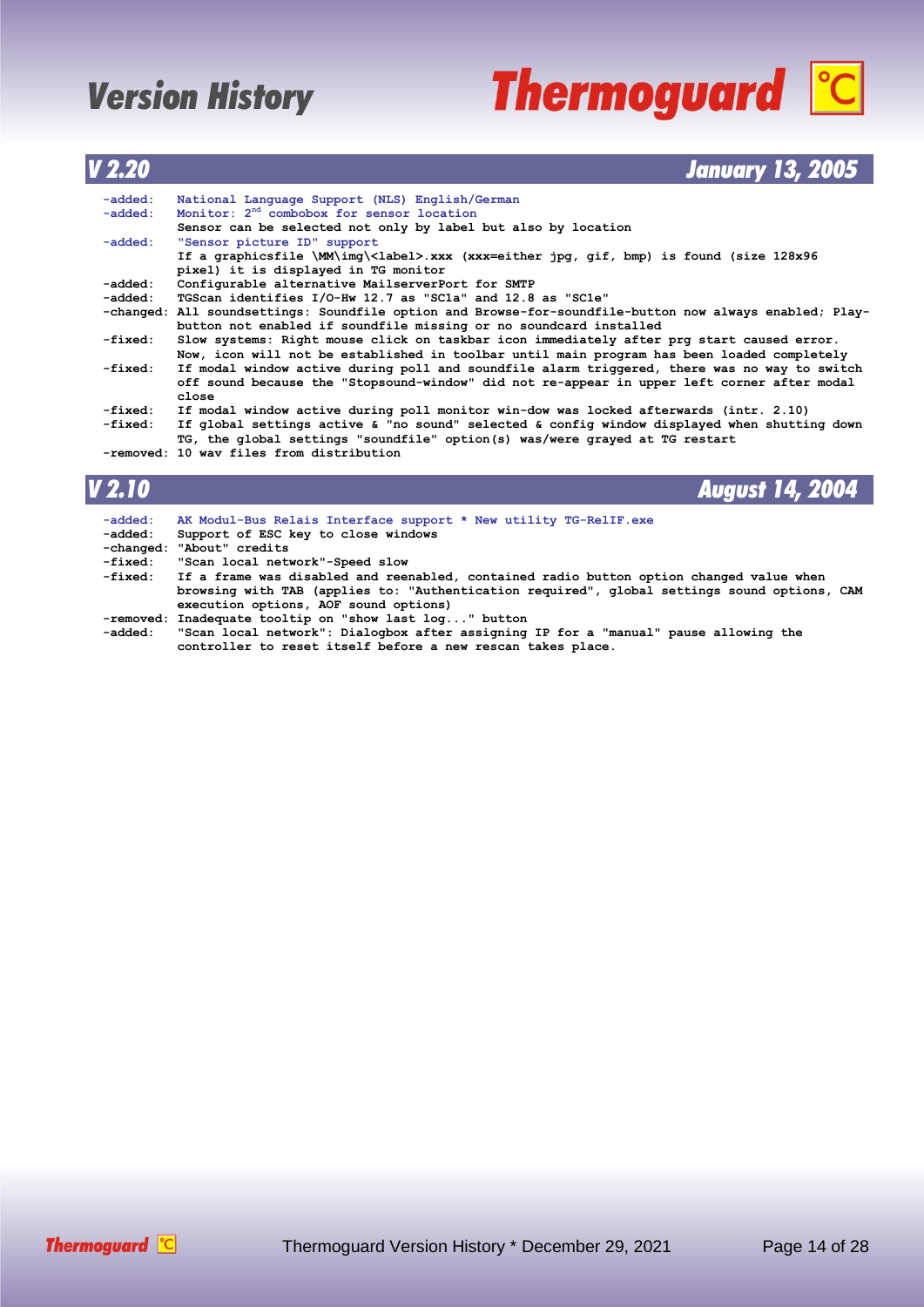## V 2.20 — January 13, 2005

```
-added:   National Language Support (NLS) English/German
-added:   Monitor: 2nd combobox for sensor location
          Sensor can be selected not only by label but also by location
-added:   "Sensor picture ID" support
          If a graphicsfile \MM\img\<label>.xxx (xxx=either jpg, gif, bmp) is found (size 128x96
          pixel) it is displayed in TG monitor
-added:   Configurable alternative MailserverPort for SMTP
-added:   TGScan identifies I/O-Hw 12.7 as "SC1a" and 12.8 as "SC1e"
-changed: All soundsettings: Soundfile option and Browse-for-soundfile-button now always enabled; Play-
          button not enabled if soundfile missing or no soundcard installed
-fixed:   Slow systems: Right mouse click on taskbar icon immediately after prg start caused error.
          Now, icon will not be established in toolbar until main program has been loaded completely
-fixed:   If modal window active during poll and soundfile alarm triggered, there was no way to switch
          off sound because the "Stopsound-window" did not re-appear in upper left corner after modal
          close
-fixed:   If modal window active during poll monitor win-dow was locked afterwards (intr. 2.10)
-fixed:   If global settings active & "no sound" selected & config window displayed when shutting down
          TG, the global settings "soundfile" option(s) was/were grayed at TG restart
-removed: 10 wav files from distribution
```

## V 2.10 — August 14, 2004

```
-added:   AK Modul-Bus Relais Interface support * New utility TG-RelIF.exe
-added:   Support of ESC key to close windows
-changed: "About" credits
-fixed:   "Scan local network"-Speed slow
-fixed:   If a frame was disabled and reenabled, contained radio button option changed value when
          browsing with TAB (applies to: "Authentication required", global settings sound options, CAM
          execution options, AOF sound options)
-removed: Inadequate tooltip on "show last log..." button
-added:   "Scan local network": Dialogbox after assigning IP for a "manual" pause allowing the
          controller to reset itself before a new rescan takes place.
```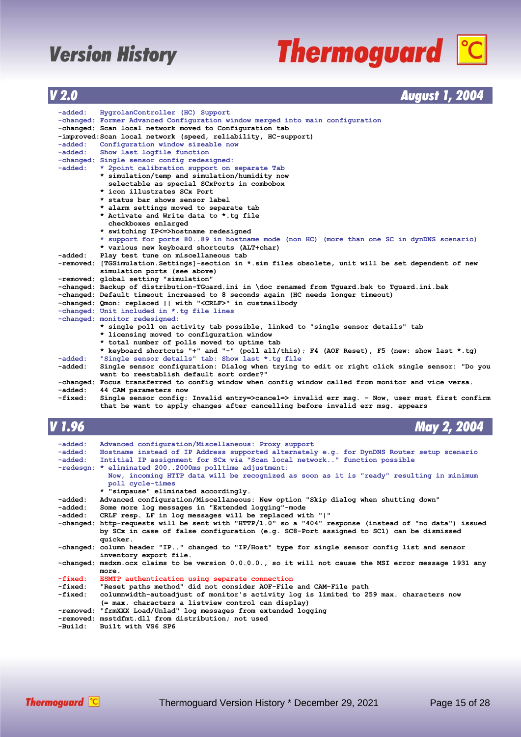## V 2.0 — August 1, 2004

```
-added:    HygrolanController (HC) Support
-changed:  Former Advanced Configuration window merged into main configuration
-changed:  Scan local network moved to Configuration tab
-improved: Scan local network (speed, reliability, HC-support)
-added:    Configuration window sizeable now
-added:    Show last logfile function
-changed:  Single sensor config redesigned:
-added:    * 2point calibration support on separate Tab
           * simulation/temp and simulation/humidity now
             selectable as special SCxPorts in combobox
           * icon illustrates SCx Port
           * status bar shows sensor label
           * alarm settings moved to separate tab
           * Activate and Write data to *.tg file
             checkboxes enlarged
           * switching IP<=>hostname redesigned
           * support for ports 80..89 in hostname mode (non HC) (more than one SC in dynDNS scenario)
           * various new keyboard shortcuts (ALT+char)
-added:    Play test tune on miscellaneous tab
-removed:  [TGSimulation.Settings]-section in *.sim files obsolete, unit will be set dependent of new
           simulation ports (see above)
-removed:  global setting "simulation"
-changed:  Backup of distribution-TGuard.ini in \doc renamed from Tguard.bak to Tguard.ini.bak
-changed:  Default timeout increased to 8 seconds again (HC needs longer timeout)
-changed:  Qmon: replaced || with "<CRLF>" in custmailbody
-changed:  Unit included in *.tg file lines
-changed:  monitor redesigned:
           * single poll on activity tab possible, linked to "single sensor details" tab
           * licensing moved to configuration window
           * total number of polls moved to uptime tab
           * keyboard shortcuts "+" and "-" (poll all/this); F4 (AOF Reset), F5 (new: show last *.tg)
-added:    "Single sensor details" tab: Show last *.tg file
-added:    Single sensor configuration: Dialog when trying to edit or right click single sensor: "Do you
           want to reestablish default sort order?"
-changed:  Focus transferred to config window when config window called from monitor and vice versa.
-added:    44 CAM parameters now
-fixed:    Single sensor config: Invalid entry=>cancel=> invalid err msg. - Now, user must first confirm
           that he want to apply changes after cancelling before invalid err msg. appears
```

## V 1.96 — May 2, 2004

```
-added:    Advanced configuration/Miscellaneous: Proxy support
-added:    Hostname instead of IP Address supported alternately e.g. for DynDNS Router setup scenario
-added:    Intitial IP assignment for SCx via "Scan local network.." function possible
-redesgn:  * eliminated 200..2000ms polltime adjustment:
             Now, incoming HTTP data will be recognized as soon as it is "ready" resulting in minimum
             poll cycle-times
           * "simpause" eliminated accordingly.
-added:    Advanced configuration/Miscellaneous: New option "Skip dialog when shutting down"
-added:    Some more log messages in "Extended logging"-mode
-added:    CRLF resp. LF in log messages will be replaced with "|"
-changed:  http-requests will be sent with "HTTP/1.0" so a "404" response (instead of "no data") issued
           by SCx in case of false configuration (e.g. SC8-Port assigned to SC1) can be dismissed
           quicker.
-changed:  column header "IP.." changed to "IP/Host" type for single sensor config list and sensor
           inventory export file.
-changed:  msdxm.ocx claims to be version 0.0.0.0., so it will not cause the MSI error message 1931 any
           more.
-fixed:    ESMTP authentication using separate connection
-fixed:    "Reset paths method" did not consider AOF-File and CAM-File path
-fixed:    columnwidth-autoadjust of monitor's activity log is limited to 259 max. characters now
           (= max. characters a listview control can display)
-removed:  "frmXXX Load/Unlad" log messages from extended logging
-removed:  msstdfmt.dll from distribution; not used
-Build:    Built with VS6 SP6
```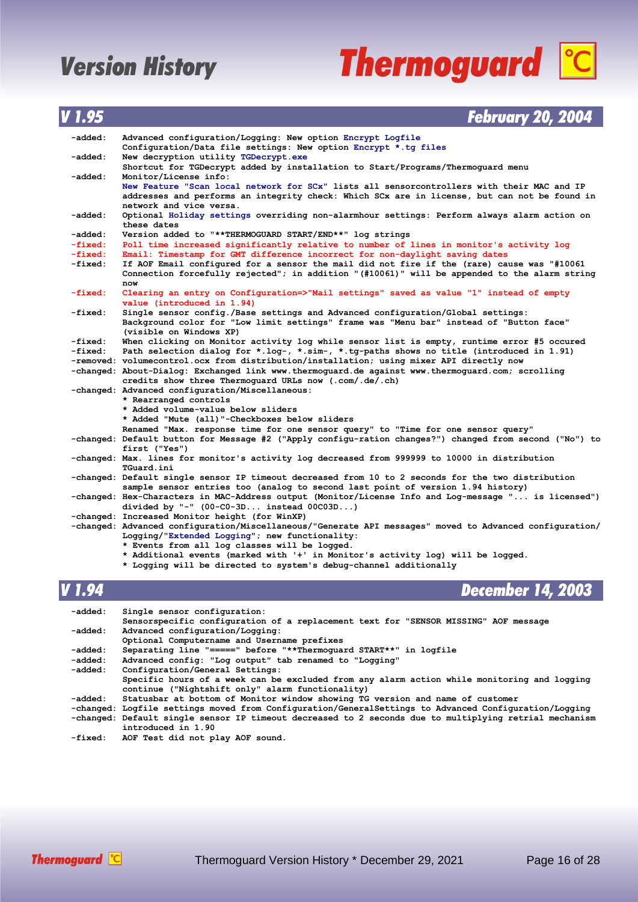## V 1.95 — February 20, 2004

- -added: Advanced configuration/Logging: New option Encrypt Logfile
  Configuration/Data file settings: New option Encrypt *.tg files
- -added: New decryption utility TGDecrypt.exe
  Shortcut for TGDecrypt added by installation to Start/Programs/Thermoguard menu
- -added: Monitor/License info:
  New Feature "Scan local network for SCx" lists all sensorcontrollers with their MAC and IP addresses and performs an integrity check: Which SCx are in license, but can not be found in network and vice versa.
- -added: Optional Holiday settings overriding non-alarmhour settings: Perform always alarm action on these dates
- -added: Version added to "**THERMOGUARD START/END**" log strings
- -fixed: Poll time increased significantly relative to number of lines in monitor's activity log
- -fixed: Email: Timestamp for GMT difference incorrect for non-daylight saving dates
- -fixed: If AOF Email configured for a sensor the mail did not fire if the (rare) cause was "#10061 Connection forcefully rejected"; in addition "(#10061)" will be appended to the alarm string now
- -fixed: Clearing an entry on Configuration=>"Mail settings" saved as value "1" instead of empty value (introduced in 1.94)
- -fixed: Single sensor config./Base settings and Advanced configuration/Global settings: Background color for "Low limit settings" frame was "Menu bar" instead of "Button face" (visible on Windows XP)
- -fixed: When clicking on Monitor activity log while sensor list is empty, runtime error #5 occured
- -fixed: Path selection dialog for *.log-, *.sim-, *.tg-paths shows no title (introduced in 1.91)
- -removed: volumecontrol.ocx from distribution/installation; using mixer API directly now
- -changed: About-Dialog: Exchanged link www.thermoguard.de against www.thermoguard.com; scrolling credits show three Thermoguard URLs now (.com/.de/.ch)
- -changed: Advanced configuration/Miscellaneous:
  * Rearranged controls
  * Added volume-value below sliders
  * Added "Mute (all)"-Checkboxes below sliders
  Renamed "Max. response time for one sensor query" to "Time for one sensor query"
- -changed: Default button for Message #2 ("Apply configu-ration changes?") changed from second ("No") to first ("Yes")
- -changed: Max. lines for monitor's activity log decreased from 999999 to 10000 in distribution TGuard.ini
- -changed: Default single sensor IP timeout decreased from 10 to 2 seconds for the two distribution sample sensor entries too (analog to second last point of version 1.94 history)
- -changed: Hex-Characters in MAC-Address output (Monitor/License Info and Log-message "... is licensed") divided by "-" (00-C0-3D... instead 00C03D...)
- -changed: Increased Monitor height (for WinXP)
- -changed: Advanced configuration/Miscellaneous/"Generate API messages" moved to Advanced configuration/Logging/"Extended Logging"; new functionality:
  * Events from all log classes will be logged.
  * Additional events (marked with '+' in Monitor's activity log) will be logged.
  * Logging will be directed to system's debug-channel additionally

## V 1.94 — December 14, 2003

- -added: Single sensor configuration:
  Sensorspecific configuration of a replacement text for "SENSOR MISSING" AOF message
- -added: Advanced configuration/Logging:
  Optional Computername and Username prefixes
- -added: Separating line "=====" before "**Thermoguard START**" in logfile
- -added: Advanced config: "Log output" tab renamed to "Logging"
- -added: Configuration/General Settings:
  Specific hours of a week can be excluded from any alarm action while monitoring and logging continue ("Nightshift only" alarm functionality)
- -added: Statusbar at bottom of Monitor window showing TG version and name of customer
- -changed: Logfile settings moved from Configuration/GeneralSettings to Advanced Configuration/Logging
- -changed: Default single sensor IP timeout decreased to 2 seconds due to multiplying retrial mechanism introduced in 1.90
- -fixed: AOF Test did not play AOF sound.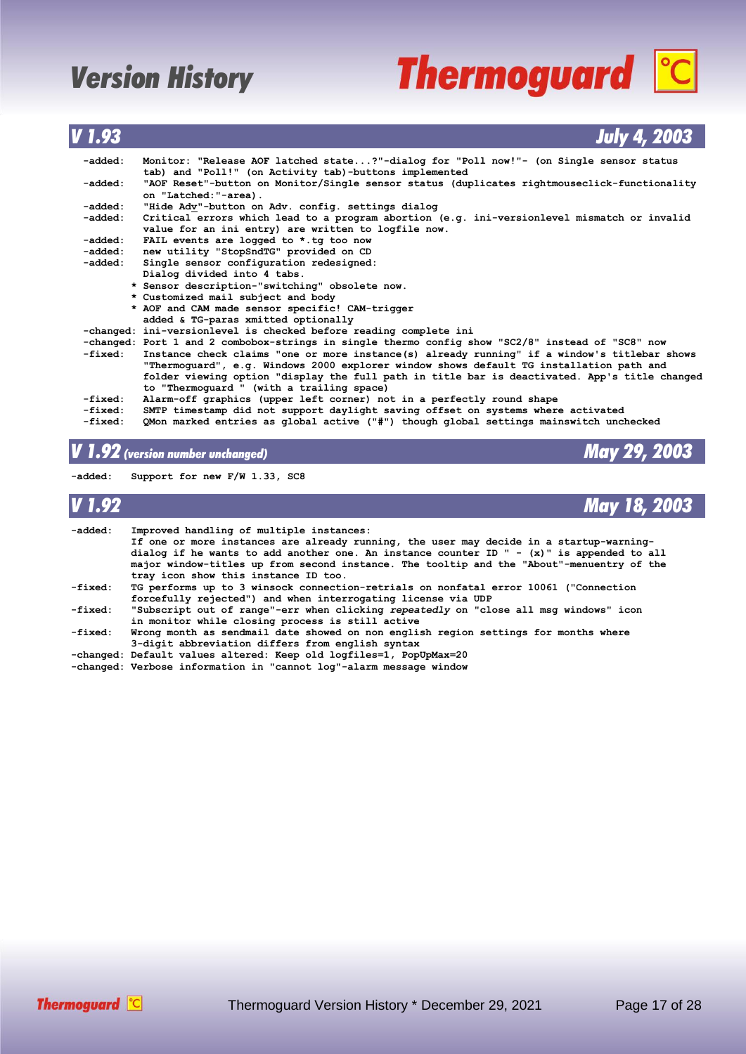# Version History

## V 1.93 — July 4, 2003

```
-added:   Monitor: "Release AOF latched state...?"-dialog for "Poll now!"- (on Single sensor status
          tab) and "Poll!" (on Activity tab)-buttons implemented
-added:   "AOF Reset"-button on Monitor/Single sensor status (duplicates rightmouseclick-functionality
          on "Latched:"-area).
-added:   "Hide Adv"-button on Adv. config. settings dialog
-added:   Critical errors which lead to a program abortion (e.g. ini-versionlevel mismatch or invalid
          value for an ini entry) are written to logfile now.
-added:   FAIL events are logged to *.tg too now
-added:   new utility "StopSndTG" provided on CD
-added:   Single sensor configuration redesigned:
          Dialog divided into 4 tabs.
        * Sensor description-"switching" obsolete now.
        * Customized mail subject and body
        * AOF and CAM made sensor specific! CAM-trigger
          added & TG-paras xmitted optionally
-changed: ini-versionlevel is checked before reading complete ini
-changed: Port 1 and 2 combobox-strings in single thermo config show "SC2/8" instead of "SC8" now
-fixed:   Instance check claims "one or more instance(s) already running" if a window's titlebar shows
          "Thermoguard", e.g. Windows 2000 explorer window shows default TG installation path and
          folder viewing option "display the full path in title bar is deactivated. App's title changed
          to "Thermoguard " (with a trailing space)
-fixed:   Alarm-off graphics (upper left corner) not in a perfectly round shape
-fixed:   SMTP timestamp did not support daylight saving offset on systems where activated
-fixed:   QMon marked entries as global active ("#") though global settings mainswitch unchecked
```

## V 1.92 *(version number unchanged)* — May 29, 2003

```
-added:   Support for new F/W 1.33, SC8
```

## V 1.92 — May 18, 2003

```
-added:   Improved handling of multiple instances:
          If one or more instances are already running, the user may decide in a startup-warning-
          dialog if he wants to add another one. An instance counter ID " - (x)" is appended to all
          major window-titles up from second instance. The tooltip and the "About"-menuentry of the
          tray icon show this instance ID too.
-fixed:   TG performs up to 3 winsock connection-retrials on nonfatal error 10061 ("Connection
          forcefully rejected") and when interrogating license via UDP
-fixed:   "Subscript out of range"-err when clicking repeatedly on "close all msg windows" icon
          in monitor while closing process is still active
-fixed:   Wrong month as sendmail date showed on non english region settings for months where
          3-digit abbreviation differs from english syntax
-changed: Default values altered: Keep old logfiles=1, PopUpMax=20
-changed: Verbose information in "cannot log"-alarm message window
```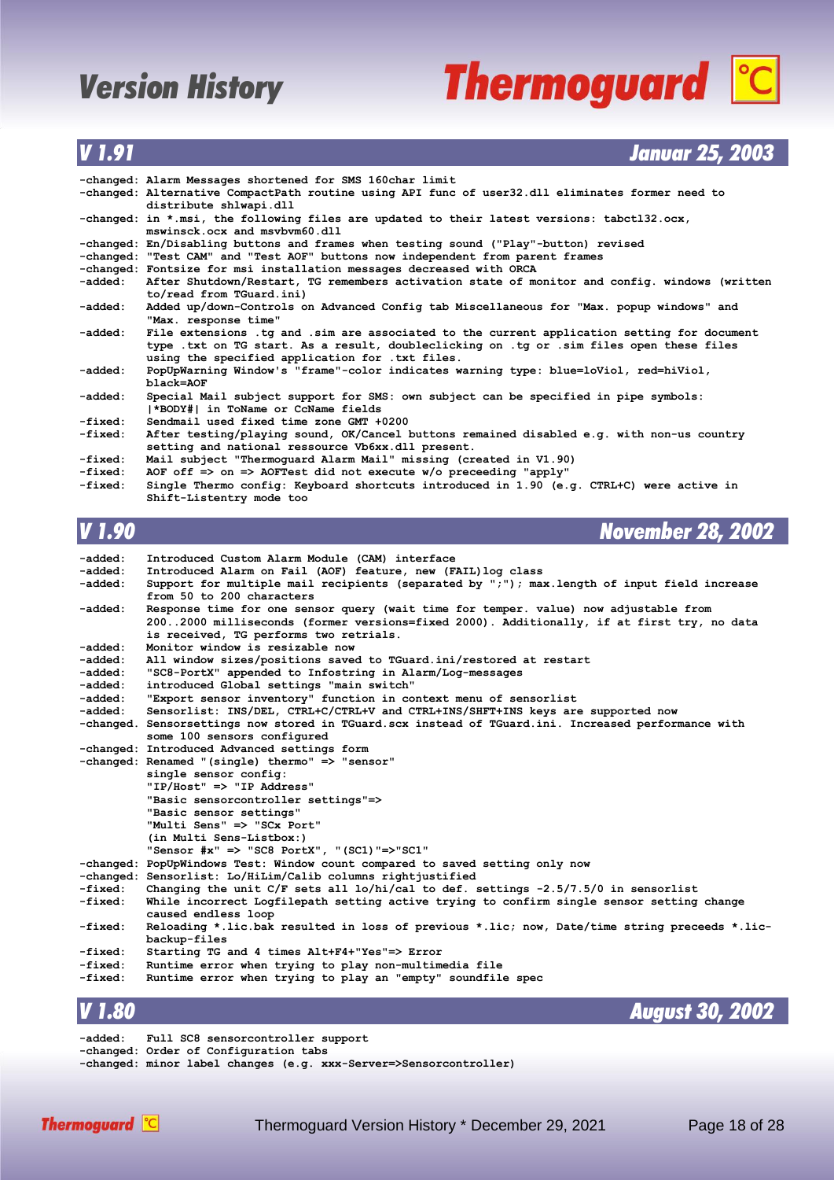# Version History

## V 1.91 — Januar 25, 2003

```
-changed: Alarm Messages shortened for SMS 160char limit
-changed: Alternative CompactPath routine using API func of user32.dll eliminates former need to
          distribute shlwapi.dll
-changed: in *.msi, the following files are updated to their latest versions: tabctl32.ocx,
          mswinsck.ocx and msvbvm60.dll
-changed: En/Disabling buttons and frames when testing sound ("Play"-button) revised
-changed: "Test CAM" and "Test AOF" buttons now independent from parent frames
-changed: Fontsize for msi installation messages decreased with ORCA
-added:   After Shutdown/Restart, TG remembers activation state of monitor and config. windows (written
          to/read from TGuard.ini)
-added:   Added up/down-Controls on Advanced Config tab Miscellaneous for "Max. popup windows" and
          "Max. response time"
-added:   File extensions .tg and .sim are associated to the current application setting for document
          type .txt on TG start. As a result, doubleclicking on .tg or .sim files open these files
          using the specified application for .txt files.
-added:   PopUpWarning Window's "frame"-color indicates warning type: blue=loViol, red=hiViol,
          black=AOF
-added:   Special Mail subject support for SMS: own subject can be specified in pipe symbols:
          |*BODY#| in ToName or CcName fields
-fixed:   Sendmail used fixed time zone GMT +0200
-fixed:   After testing/playing sound, OK/Cancel buttons remained disabled e.g. with non-us country
          setting and national ressource Vb6xx.dll present.
-fixed:   Mail subject "Thermoguard Alarm Mail" missing (created in V1.90)
-fixed:   AOF off => on => AOFTest did not execute w/o preceeding "apply"
-fixed:   Single Thermo config: Keyboard shortcuts introduced in 1.90 (e.g. CTRL+C) were active in
          Shift-Listentry mode too
```

## V 1.90 — November 28, 2002

```
-added:   Introduced Custom Alarm Module (CAM) interface
-added:   Introduced Alarm on Fail (AOF) feature, new (FAIL)log class
-added:   Support for multiple mail recipients (separated by ";"); max.length of input field increase
          from 50 to 200 characters
-added:   Response time for one sensor query (wait time for temper. value) now adjustable from
          200..2000 milliseconds (former versions=fixed 2000). Additionally, if at first try, no data
          is received, TG performs two retrials.
-added:   Monitor window is resizable now
-added:   All window sizes/positions saved to TGuard.ini/restored at restart
-added:   "SC8-PortX" appended to Infostring in Alarm/Log-messages
-added:   introduced Global settings "main switch"
-added:   "Export sensor inventory" function in context menu of sensorlist
-added:   Sensorlist: INS/DEL, CTRL+C/CTRL+V and CTRL+INS/SHFT+INS keys are supported now
-changed. Sensorsettings now stored in TGuard.scx instead of TGuard.ini. Increased performance with
          some 100 sensors configured
-changed: Introduced Advanced settings form
-changed: Renamed "(single) thermo" => "sensor"
          single sensor config:
          "IP/Host" => "IP Address"
          "Basic sensorcontroller settings"=>
          "Basic sensor settings"
          "Multi Sens" => "SCx Port"
          (in Multi Sens-Listbox:)
          "Sensor #x" => "SC8 PortX", "(SC1)"=>"SC1"
-changed: PopUpWindows Test: Window count compared to saved setting only now
-changed: Sensorlist: Lo/HiLim/Calib columns rightjustified
-fixed:   Changing the unit C/F sets all lo/hi/cal to def. settings -2.5/7.5/0 in sensorlist
-fixed:   While incorrect Logfilepath setting active trying to confirm single sensor setting change
          caused endless loop
-fixed:   Reloading *.lic.bak resulted in loss of previous *.lic; now, Date/time string preceeds *.lic-
          backup-files
-fixed:   Starting TG and 4 times Alt+F4+"Yes"=> Error
-fixed:   Runtime error when trying to play non-multimedia file
-fixed:   Runtime error when trying to play an "empty" soundfile spec
```

## V 1.80 — August 30, 2002

```
-added:   Full SC8 sensorcontroller support
-changed: Order of Configuration tabs
-changed: minor label changes (e.g. xxx-Server=>Sensorcontroller)
```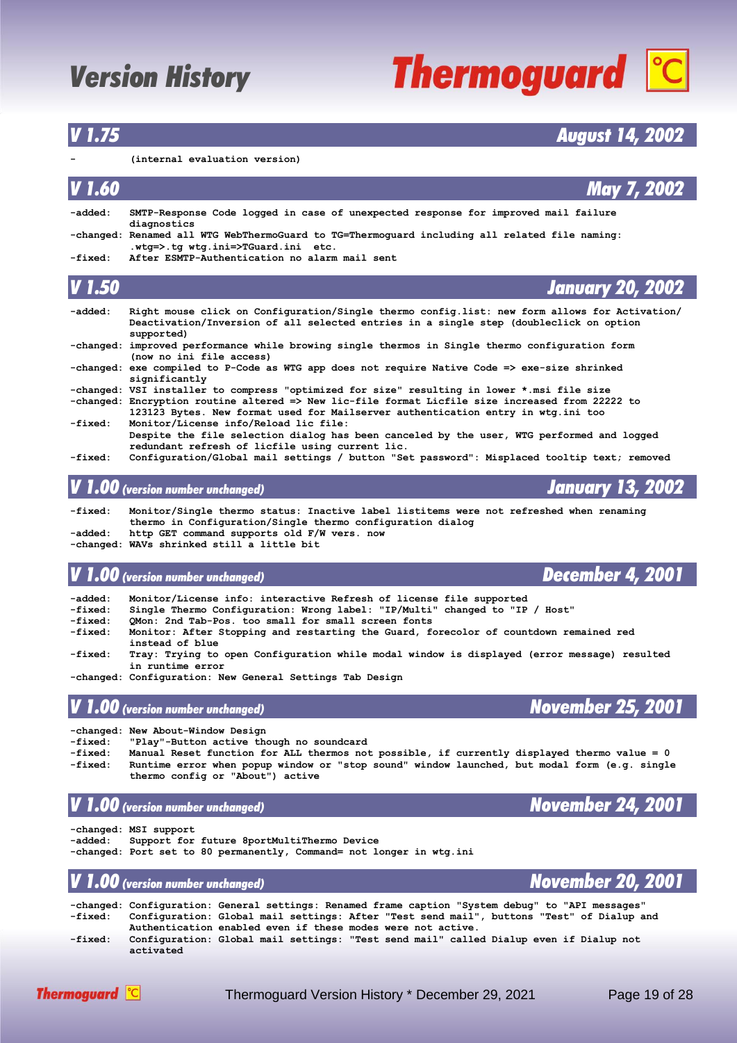# Version History

## V 1.75 — August 14, 2002

- (internal evaluation version)

## V 1.60 — May 7, 2002

- -added: SMTP-Response Code logged in case of unexpected response for improved mail failure diagnostics
- -changed: Renamed all WTG WebThermoGuard to TG=Thermoguard including all related file naming: .wtg=>.tg wtg.ini=>TGuard.ini etc.
- -fixed: After ESMTP-Authentication no alarm mail sent

## V 1.50 — January 20, 2002

- -added: Right mouse click on Configuration/Single thermo config.list: new form allows for Activation/ Deactivation/Inversion of all selected entries in a single step (doubleclick on option supported)
- -changed: improved performance while browing single thermos in Single thermo configuration form (now no ini file access)
- -changed: exe compiled to P-Code as WTG app does not require Native Code => exe-size shrinked significantly
- -changed: VSI installer to compress "optimized for size" resulting in lower *.msi file size
- -changed: Encryption routine altered => New lic-file format Licfile size increased from 22222 to 123123 Bytes. New format used for Mailserver authentication entry in wtg.ini too
- -fixed: Monitor/License info/Reload lic file: Despite the file selection dialog has been canceled by the user, WTG performed and logged redundant refresh of licfile using current lic.
- -fixed: Configuration/Global mail settings / button "Set password": Misplaced tooltip text; removed

## V 1.00 (version number unchanged) — January 13, 2002

- -fixed: Monitor/Single thermo status: Inactive label listitems were not refreshed when renaming thermo in Configuration/Single thermo configuration dialog
- -added: http GET command supports old F/W vers. now
- -changed: WAVs shrinked still a little bit

## V 1.00 (version number unchanged) — December 4, 2001

- -added: Monitor/License info: interactive Refresh of license file supported
- -fixed: Single Thermo Configuration: Wrong label: "IP/Multi" changed to "IP / Host"
- -fixed: QMon: 2nd Tab-Pos. too small for small screen fonts
- -fixed: Monitor: After Stopping and restarting the Guard, forecolor of countdown remained red instead of blue
- -fixed: Tray: Trying to open Configuration while modal window is displayed (error message) resulted in runtime error
- -changed: Configuration: New General Settings Tab Design

## V 1.00 (version number unchanged) — November 25, 2001

- -changed: New About-Window Design
- -fixed: "Play"-Button active though no soundcard
- -fixed: Manual Reset function for ALL thermos not possible, if currently displayed thermo value = 0
- -fixed: Runtime error when popup window or "stop sound" window launched, but modal form (e.g. single thermo config or "About") active

## V 1.00 (version number unchanged) — November 24, 2001

- -changed: MSI support
- -added: Support for future 8portMultiThermo Device
- -changed: Port set to 80 permanently, Command= not longer in wtg.ini

## V 1.00 (version number unchanged) — November 20, 2001

- -changed: Configuration: General settings: Renamed frame caption "System debug" to "API messages"
- -fixed: Configuration: Global mail settings: After "Test send mail", buttons "Test" of Dialup and Authentication enabled even if these modes were not active.
- -fixed: Configuration: Global mail settings: "Test send mail" called Dialup even if Dialup not activated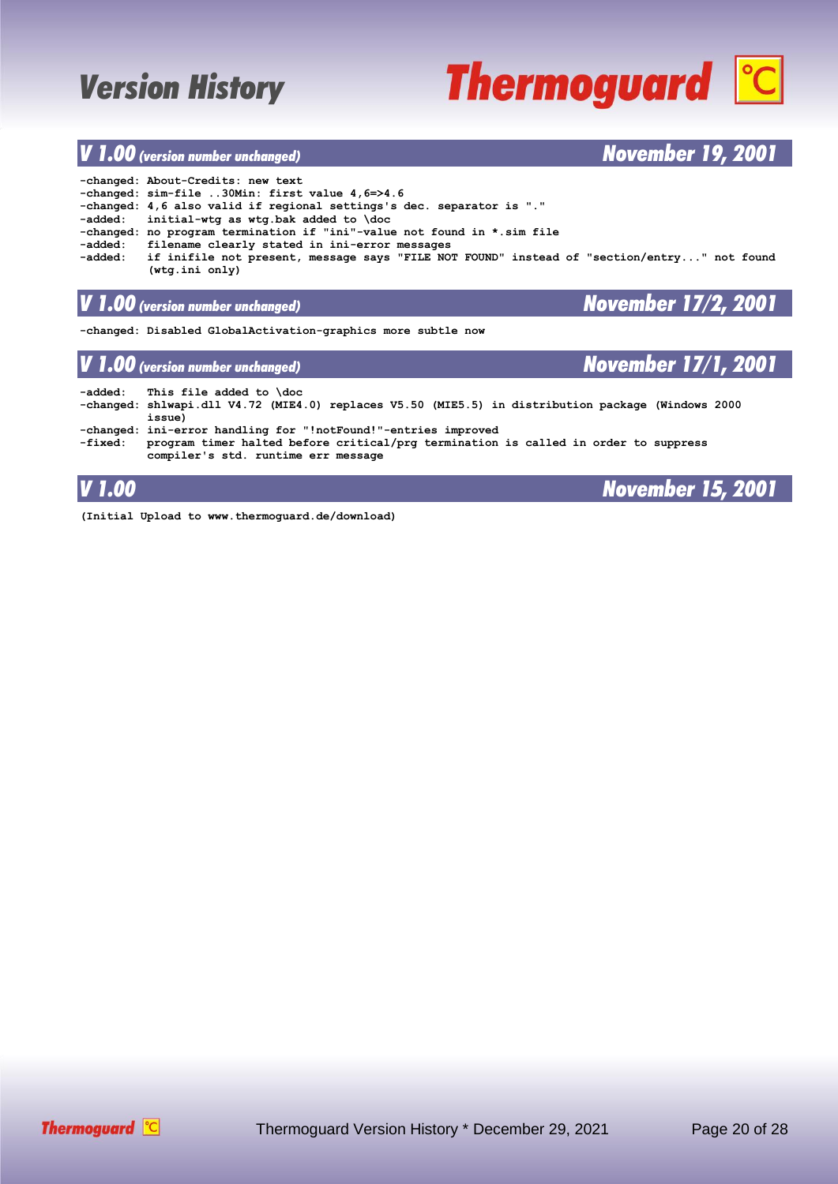# Version History

## V 1.00 *(version number unchanged)* — November 19, 2001

```
-changed: About-Credits: new text
-changed: sim-file ..30Min: first value 4,6=>4.6
-changed: 4,6 also valid if regional settings's dec. separator is "."
-added:   initial-wtg as wtg.bak added to \doc
-changed: no program termination if "ini"-value not found in *.sim file
-added:   filename clearly stated in ini-error messages
-added:   if inifile not present, message says "FILE NOT FOUND" instead of "section/entry..." not found
          (wtg.ini only)
```

## V 1.00 *(version number unchanged)* — November 17/2, 2001

```
-changed: Disabled GlobalActivation-graphics more subtle now
```

## V 1.00 *(version number unchanged)* — November 17/1, 2001

```
-added:   This file added to \doc
-changed: shlwapi.dll V4.72 (MIE4.0) replaces V5.50 (MIE5.5) in distribution package (Windows 2000
          issue)
-changed: ini-error handling for "!notFound!"-entries improved
-fixed:   program timer halted before critical/prg termination is called in order to suppress
          compiler's std. runtime err message
```

## V 1.00 — November 15, 2001

```
(Initial Upload to www.thermoguard.de/download)
```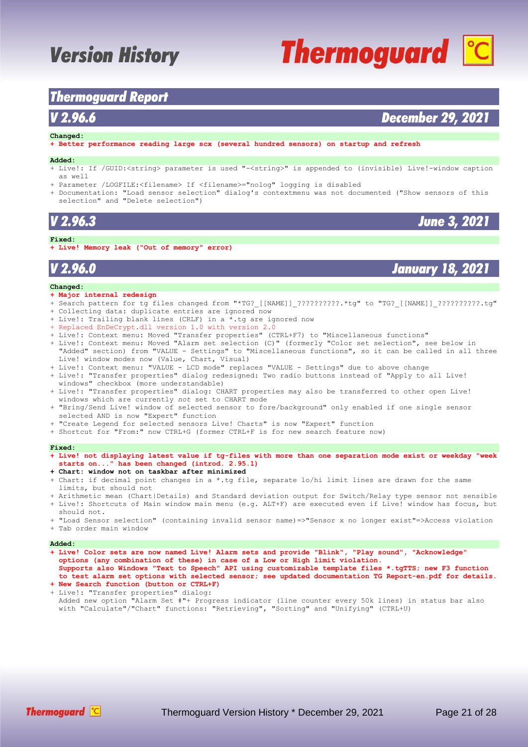# Version History

## Thermoguard Report

### V 2.96.6 — December 29, 2021

**Changed:**

- **Better performance reading large scx (several hundred sensors) on startup and refresh**

**Added:**

- Live!: If /GUID:<string> parameter is used "-<string>" is appended to (invisible) Live!-window caption as well
- Parameter /LOGFILE:<filename> If <filename>="nolog" logging is disabled
- Documentation: "Load sensor selection" dialog's contextmenu was not documented ("Show sensors of this selection" and "Delete selection")

### V 2.96.3 — June 3, 2021

**Fixed:**

- **Live! Memory leak ("Out of memory" error)**

### V 2.96.0 — January 18, 2021

**Changed:**

- **Major internal redesign**
- Search pattern for tg files changed from "*TG?_[[NAME]]_??????????.*tg" to "TG?_[[NAME]]_??????????.tg"
- Collecting data: duplicate entries are ignored now
- Live!: Trailing blank lines (CRLF) in a *.tg are ignored now
- Replaced EnDeCrypt.dll version 1.0 with version 2.0
- Live!: Context menu: Moved "Transfer properties" (CTRL+F7) to "Miscellaneous functions"
- Live!: Context menu: Moved "Alarm set selection (C)" (formerly "Color set selection", see below in "Added" section) from "VALUE - Settings" to "Miscellaneous functions", so it can be called in all three Live! window modes now (Value, Chart, Visual)
- Live!: Context menu: "VALUE - LCD mode" replaces "VALUE - Settings" due to above change
- Live!: "Transfer properties" dialog redesigned: Two radio buttons instead of "Apply to all Live! windows" checkbox (more understandable)
- Live!: "Transfer properties" dialog: CHART properties may also be transferred to other open Live! windows which are currently *not* set to CHART mode
- "Bring/Send Live! window of selected sensor to fore/background" only enabled if one single sensor selected AND is now "Expert" function
- "Create Legend for selected sensors Live! Charts" is now "Expert" function
- Shortcut for "From:" now CTRL+G (former CTRL+F is for new search feature now)

**Fixed:**

- **Live! not displaying latest value if tg-files with more than one separation mode exist or weekday "week starts on..." has been changed (introd. 2.95.1)**
- **Chart: window not on taskbar after minimized**
- Chart: if decimal point changes in a *.tg file, separate lo/hi limit lines are drawn for the same limits, but should not
- Arithmetic mean (Chart|Details) and Standard deviation output for Switch/Relay type sensor not sensible
- Live!: Shortcuts of Main window main menu (e.g. ALT+F) are executed even if Live! window has focus, but should not.
- "Load Sensor selection" (containing invalid sensor name)=>"Sensor x no longer exist"=>Access violation
- Tab order main window

**Added:**

- **Live! Color sets are now named Live! Alarm sets and provide "Blink", "Play sound", "Acknowledge" options (any combination of these) in case of a Low or High limit violation. Supports also Windows "Text to Speech" API using customizable template files *.tgTTS; new F3 function to test alarm set options with selected sensor; see updated documentation TG Report-en.pdf for details.**
- **New Search function (button or CTRL+F)**
- Live!: "Transfer properties" dialog: Added new option "Alarm Set #"+ Progress indicator (line counter every 50k lines) in status bar also with "Calculate"/"Chart" functions: "Retrieving", "Sorting" and "Unifying" (CTRL+U)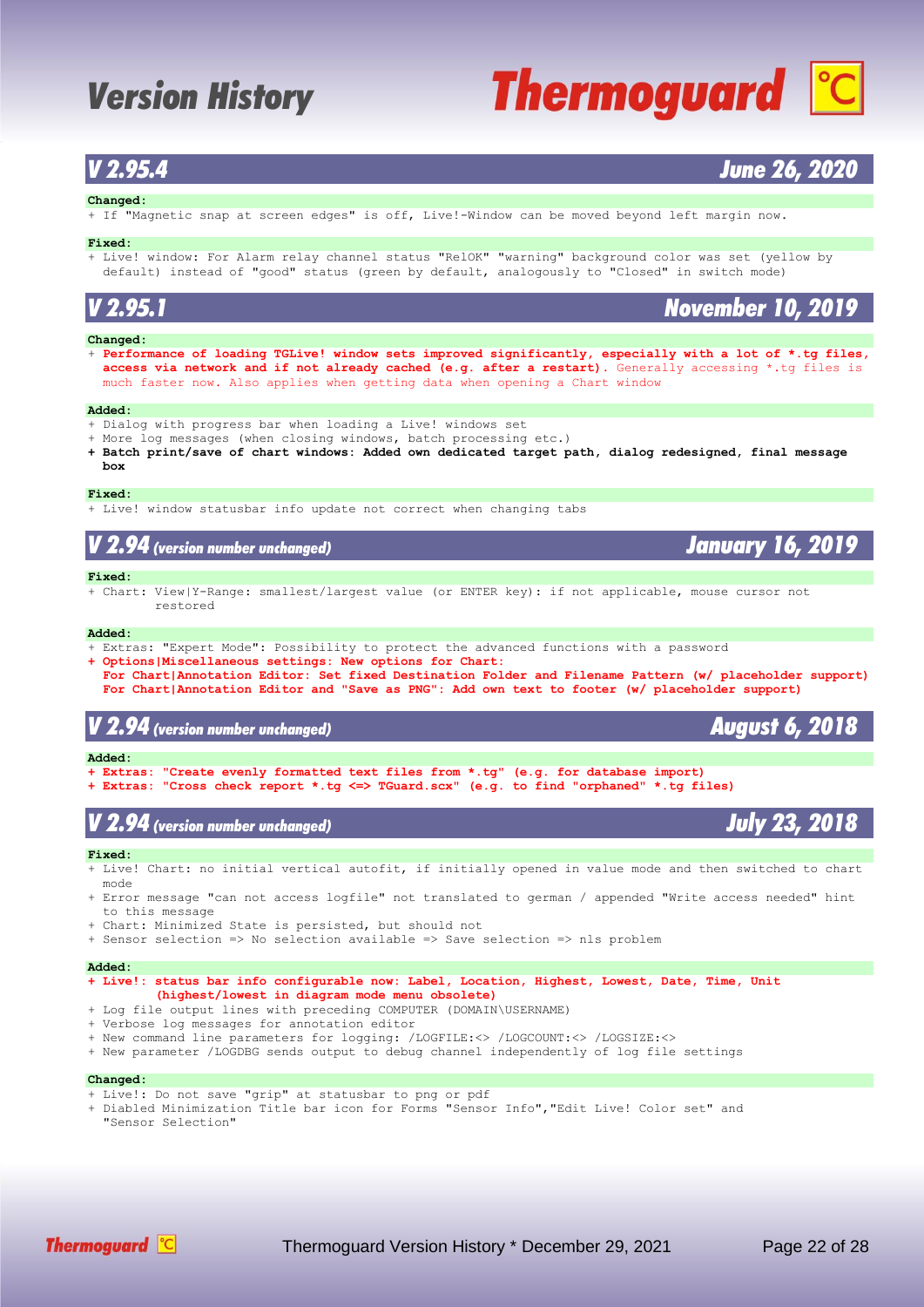## V 2.95.4 — June 26, 2020

**Changed:**

+ If "Magnetic snap at screen edges" is off, Live!-Window can be moved beyond left margin now.

**Fixed:**

+ Live! window: For Alarm relay channel status "RelOK" "warning" background color was set (yellow by default) instead of "good" status (green by default, analogously to "Closed" in switch mode)

## V 2.95.1 — November 10, 2019

**Changed:**

+ **Performance of loading TGLive! window sets improved significantly, especially with a lot of *.tg files, access via network and if not already cached (e.g. after a restart).** Generally accessing *.tg files is much faster now. Also applies when getting data when opening a Chart window

**Added:**

+ Dialog with progress bar when loading a Live! windows set
+ More log messages (when closing windows, batch processing etc.)
+ **Batch print/save of chart windows: Added own dedicated target path, dialog redesigned, final message box**

**Fixed:**

+ Live! window statusbar info update not correct when changing tabs

## V 2.94 (version number unchanged) — January 16, 2019

**Fixed:**

+ Chart: View|Y-Range: smallest/largest value (or ENTER key): if not applicable, mouse cursor not restored

**Added:**

+ Extras: "Expert Mode": Possibility to protect the advanced functions with a password
+ **Options|Miscellaneous settings: New options for Chart:**
  **For Chart|Annotation Editor: Set fixed Destination Folder and Filename Pattern (w/ placeholder support)**
  **For Chart|Annotation Editor and "Save as PNG": Add own text to footer (w/ placeholder support)**

## V 2.94 (version number unchanged) — August 6, 2018

**Added:**

+ **Extras: "Create evenly formatted text files from *.tg" (e.g. for database import)**
+ **Extras: "Cross check report *.tg <=> TGuard.scx" (e.g. to find "orphaned" *.tg files)**

## V 2.94 (version number unchanged) — July 23, 2018

**Fixed:**

+ Live! Chart: no initial vertical autofit, if initially opened in value mode and then switched to chart mode
+ Error message "can not access logfile" not translated to german / appended "Write access needed" hint to this message
+ Chart: Minimized State is persisted, but should not
+ Sensor selection => No selection available => Save selection => nls problem

**Added:**

+ **Live!: status bar info configurable now: Label, Location, Highest, Lowest, Date, Time, Unit (highest/lowest in diagram mode menu obsolete)**
+ Log file output lines with preceding COMPUTER (DOMAIN\USERNAME)
+ Verbose log messages for annotation editor
+ New command line parameters for logging: /LOGFILE:<> /LOGCOUNT:<> /LOGSIZE:<>
+ New parameter /LOGDBG sends output to debug channel independently of log file settings

**Changed:**

+ Live!: Do not save "grip" at statusbar to png or pdf
+ Diabled Minimization Title bar icon for Forms "Sensor Info","Edit Live! Color set" and "Sensor Selection"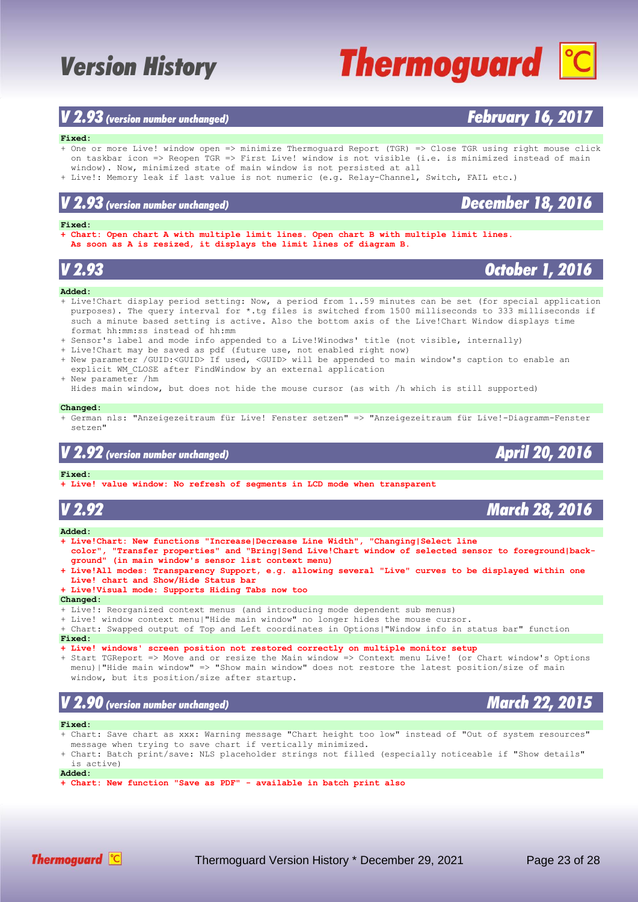# Version History

## V 2.93 *(version number unchanged)* — February 16, 2017

**Fixed:**

- One or more Live! window open => minimize Thermoguard Report (TGR) => Close TGR using right mouse click on taskbar icon => Reopen TGR => First Live! window is not visible (i.e. is minimized instead of main window). Now, minimized state of main window is not persisted at all
- Live!: Memory leak if last value is not numeric (e.g. Relay-Channel, Switch, FAIL etc.)

## V 2.93 *(version number unchanged)* — December 18, 2016

**Fixed:**

- **Chart: Open chart A with multiple limit lines. Open chart B with multiple limit lines. As soon as A is resized, it displays the limit lines of diagram B.**

## V 2.93 — October 1, 2016

**Added:**

- Live!Chart display period setting: Now, a period from 1..59 minutes can be set (for special application purposes). The query interval for *.tg files is switched from 1500 milliseconds to 333 milliseconds if such a minute based setting is active. Also the bottom axis of the Live!Chart Window displays time format hh:mm:ss instead of hh:mm
- Sensor's label and mode info appended to a Live!Winodws' title (not visible, internally)
- Live!Chart may be saved as pdf (future use, not enabled right now)
- New parameter /GUID:<GUID> If used, <GUID> will be appended to main window's caption to enable an explicit WM_CLOSE after FindWindow by an external application
- New parameter /hm
  Hides main window, but does not hide the mouse cursor (as with /h which is still supported)

**Changed:**

- German nls: "Anzeigezeitraum für Live! Fenster setzen" => "Anzeigezeitraum für Live!-Diagramm-Fenster setzen"

## V 2.92 *(version number unchanged)* — April 20, 2016

**Fixed:**

- **Live! value window: No refresh of segments in LCD mode when transparent**

## V 2.92 — March 28, 2016

**Added:**

- **Live!Chart: New functions "Increase|Decrease Line Width", "Changing|Select line color", "Transfer properties" and "Bring|Send Live!Chart window of selected sensor to foreground|background" (in main window's sensor list context menu)**
- **Live!All modes: Transparency Support, e.g. allowing several "Live" curves to be displayed within one Live! chart and Show/Hide Status bar**
- **Live!Visual mode: Supports Hiding Tabs now too**

**Changed:**

- Live!: Reorganized context menus (and introducing mode dependent sub menus)
- Live! window context menu|"Hide main window" no longer hides the mouse cursor.
- Chart: Swapped output of Top and Left coordinates in Options|"Window info in status bar" function

**Fixed:**

- **Live! windows' screen position not restored correctly on multiple monitor setup**
- Start TGReport => Move and or resize the Main window => Context menu Live! (or Chart window's Options menu)|"Hide main window" => "Show main window" does not restore the latest position/size of main window, but its position/size after startup.

## V 2.90 *(version number unchanged)* — March 22, 2015

**Fixed:**

- Chart: Save chart as xxx: Warning message "Chart height too low" instead of "Out of system resources" message when trying to save chart if vertically minimized.
- Chart: Batch print/save: NLS placeholder strings not filled (especially noticeable if "Show details" is active)

**Added:**

- **Chart: New function "Save as PDF" - available in batch print also**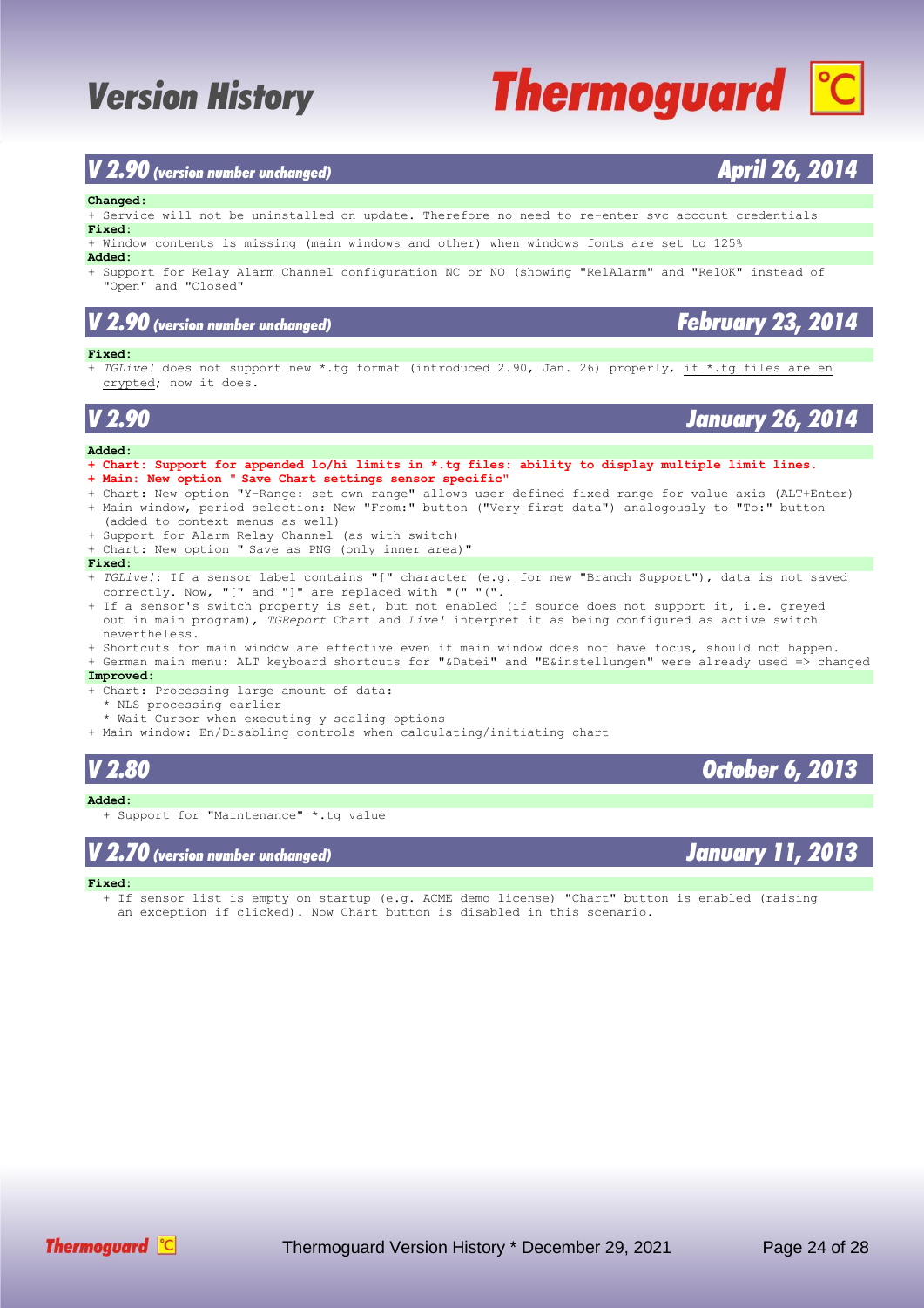# Version History

## V 2.90 *(version number unchanged)* — April 26, 2014

**Changed:**

+ Service will not be uninstalled on update. Therefore no need to re-enter svc account credentials

**Fixed:**

+ Window contents is missing (main windows and other) when windows fonts are set to 125%

**Added:**

+ Support for Relay Alarm Channel configuration NC or NO (showing "RelAlarm" and "RelOK" instead of "Open" and "Closed"

## V 2.90 *(version number unchanged)* — February 23, 2014

**Fixed:**

+ *TGLive!* does not support new *.tg format (introduced 2.90, Jan. 26) properly, <u>if *.tg files are en crypted</u>; now it does.

## V 2.90 — January 26, 2014

**Added:**

+ **Chart: Support for appended lo/hi limits in *.tg files: ability to display multiple limit lines.**
+ **Main: New option " Save Chart settings sensor specific"**
+ Chart: New option "Y-Range: set own range" allows user defined fixed range for value axis (ALT+Enter)
+ Main window, period selection: New "From:" button ("Very first data") analogously to "To:" button (added to context menus as well)
+ Support for Alarm Relay Channel (as with switch)
+ Chart: New option " Save as PNG (only inner area)"

**Fixed:**

+ *TGLive!*: If a sensor label contains "[" character (e.g. for new "Branch Support"), data is not saved correctly. Now, "[" and "]" are replaced with "(" "(".
+ If a sensor's switch property is set, but not enabled (if source does not support it, i.e. greyed out in main program), *TGReport* Chart and *Live!* interpret it as being configured as active switch nevertheless.
+ Shortcuts for main window are effective even if main window does not have focus, should not happen.
+ German main menu: ALT keyboard shortcuts for "&Datei" and "E&instellungen" were already used => changed

**Improved:**

+ Chart: Processing large amount of data:
  * NLS processing earlier
  * Wait Cursor when executing y scaling options
+ Main window: En/Disabling controls when calculating/initiating chart

## V 2.80 — October 6, 2013

**Added:**

+ Support for "Maintenance" *.tg value

## V 2.70 *(version number unchanged)* — January 11, 2013

**Fixed:**

+ If sensor list is empty on startup (e.g. ACME demo license) "Chart" button is enabled (raising an exception if clicked). Now Chart button is disabled in this scenario.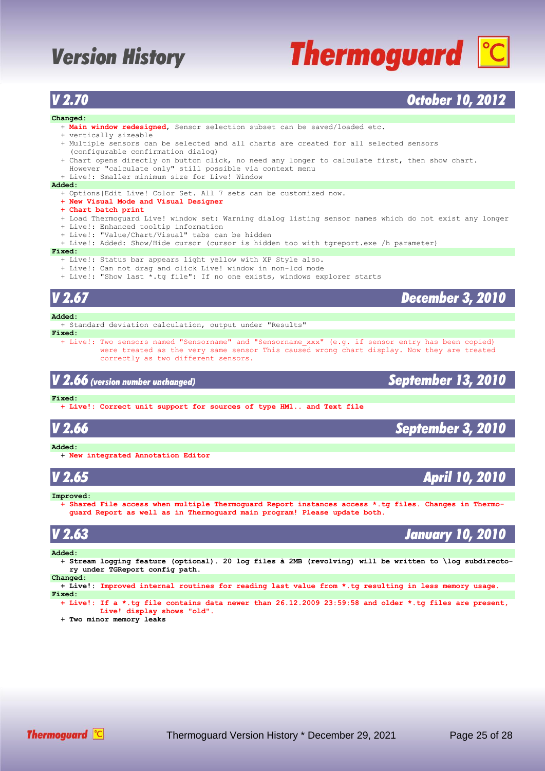# Version History

## V 2.70 — October 10, 2012

**Changed:**

- **Main window redesigned**, Sensor selection subset can be saved/loaded etc.
- vertically sizeable
- Multiple sensors can be selected and all charts are created for all selected sensors (configurable confirmation dialog)
- Chart opens directly on button click, no need any longer to calculate first, then show chart. However "calculate only" still possible via context menu
- Live!: Smaller minimum size for Live! Window

**Added:**

- Options|Edit Live! Color Set. All 7 sets can be customized now.
- **New Visual Mode and Visual Designer**
- **Chart batch print**
- Load Thermoguard Live! window set: Warning dialog listing sensor names which do not exist any longer
- Live!: Enhanced tooltip information
- Live!: "Value/Chart/Visual" tabs can be hidden
- Live!: Added: Show/Hide cursor (cursor is hidden too with tgreport.exe /h parameter)

**Fixed:**

- Live!: Status bar appears light yellow with XP Style also.
- Live!: Can not drag and click Live! window in non-lcd mode
- Live!: "Show last *.tg file": If no one exists, windows explorer starts

## V 2.67 — December 3, 2010

**Added:**

- Standard deviation calculation, output under "Results"

**Fixed:**

- Live!: Two sensors named "Sensorname" and "Sensorname_xxx" (e.g. if sensor entry has been copied) were treated as the very same sensor This caused wrong chart display. Now they are treated correctly as two different sensors.

## V 2.66 *(version number unchanged)* — September 13, 2010

**Fixed:**

- **Live!: Correct unit support for sources of type HM1.. and Text file**

## V 2.66 — September 3, 2010

**Added:**

- **New integrated Annotation Editor**

## V 2.65 — April 10, 2010

**Improved:**

- **Shared File access when multiple Thermoguard Report instances access *.tg files. Changes in Thermoguard Report as well as in Thermoguard main program! Please update both.**

## V 2.63 — January 10, 2010

**Added:**

- **Stream logging feature (optional). 20 log files à 2MB (revolving) will be written to \log subdirectory under TGReport config path.**

**Changed:**

- **Live!: Improved internal routines for reading last value from *.tg resulting in less memory usage.**

**Fixed:**

- **Live!: If a *.tg file contains data newer than 26.12.2009 23:59:58 and older *.tg files are present, Live! display shows "old".**
- **Two minor memory leaks**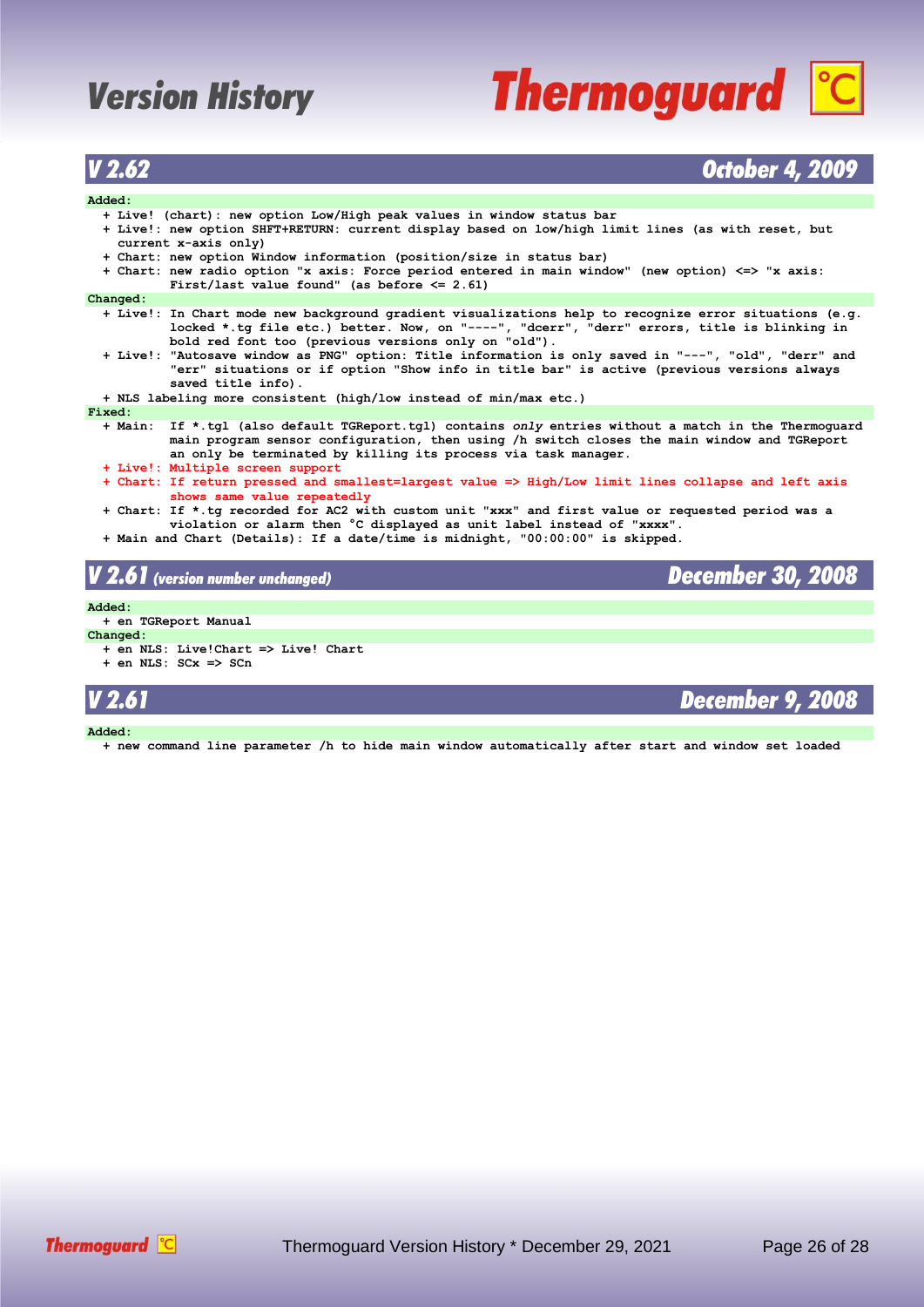## V 2.62 — October 4, 2009

**Added:**

- + Live! (chart): new option Low/High peak values in window status bar
- + Live!: new option SHFT+RETURN: current display based on low/high limit lines (as with reset, but current x-axis only)
- + Chart: new option Window information (position/size in status bar)
- + Chart: new radio option "x axis: Force period entered in main window" (new option) <=> "x axis: First/last value found" (as before <= 2.61)

**Changed:**

- + Live!: In Chart mode new background gradient visualizations help to recognize error situations (e.g. locked *.tg file etc.) better. Now, on "----", "dcerr", "derr" errors, title is blinking in bold red font too (previous versions only on "old").
- + Live!: "Autosave window as PNG" option: Title information is only saved in "---", "old", "derr" and "err" situations or if option "Show info in title bar" is active (previous versions always saved title info).
- + NLS labeling more consistent (high/low instead of min/max etc.)

**Fixed:**

- + Main: If *.tgl (also default TGReport.tgl) contains *only* entries without a match in the Thermoguard main program sensor configuration, then using /h switch closes the main window and TGReport an only be terminated by killing its process via task manager.
- + Live!: Multiple screen support
- + Chart: If return pressed and smallest=largest value => High/Low limit lines collapse and left axis shows same value repeatedly
- + Chart: If *.tg recorded for AC2 with custom unit "xxx" and first value or requested period was a violation or alarm then °C displayed as unit label instead of "xxxx".
- + Main and Chart (Details): If a date/time is midnight, "00:00:00" is skipped.

## V 2.61 *(version number unchanged)* — December 30, 2008

**Added:**

- + en TGReport Manual

**Changed:**

- + en NLS: Live!Chart => Live! Chart
- + en NLS: SCx => SCn

## V 2.61 — December 9, 2008

**Added:**

- + new command line parameter /h to hide main window automatically after start and window set loaded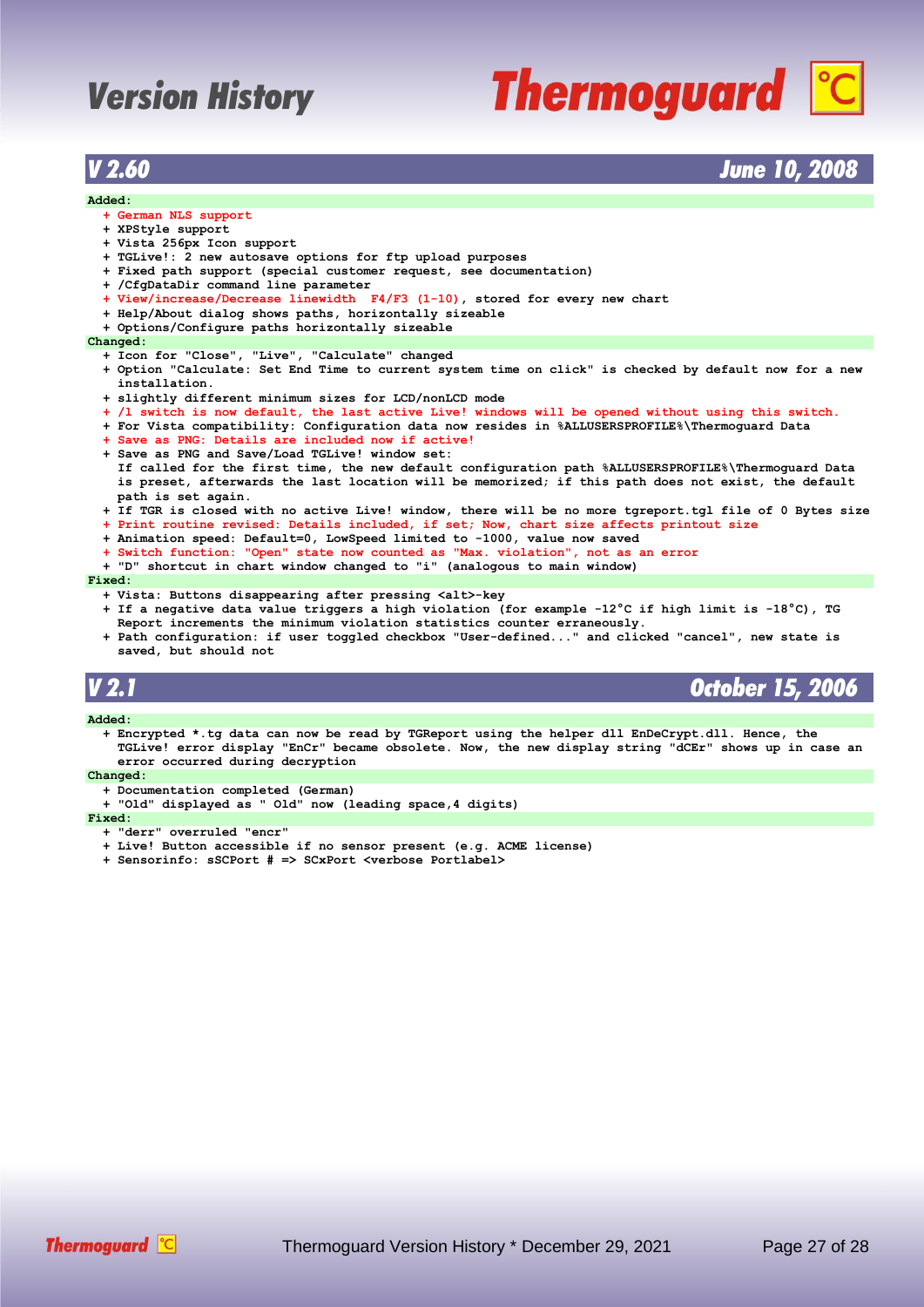# Version History

## V 2.60 — June 10, 2008

**Added:**

- + German NLS support
- + XPStyle support
- + Vista 256px Icon support
- + TGLive!: 2 new autosave options for ftp upload purposes
- + Fixed path support (special customer request, see documentation)
- + /CfgDataDir command line parameter
- + View/increase/Decrease linewidth F4/F3 (1-10), stored for every new chart
- + Help/About dialog shows paths, horizontally sizeable
- + Options/Configure paths horizontally sizeable

**Changed:**

- + Icon for "Close", "Live", "Calculate" changed
- + Option "Calculate: Set End Time to current system time on click" is checked by default now for a new installation.
- + slightly different minimum sizes for LCD/nonLCD mode
- + /l switch is now default, the last active Live! windows will be opened without using this switch.
- + For Vista compatibility: Configuration data now resides in %ALLUSERSPROFILE%\Thermoguard Data
- + Save as PNG: Details are included now if active!
- + Save as PNG and Save/Load TGLive! window set:
  If called for the first time, the new default configuration path %ALLUSERSPROFILE%\Thermoguard Data is preset, afterwards the last location will be memorized; if this path does not exist, the default path is set again.
- + If TGR is closed with no active Live! window, there will be no more tgreport.tgl file of 0 Bytes size
- + Print routine revised: Details included, if set; Now, chart size affects printout size
- + Animation speed: Default=0, LowSpeed limited to -1000, value now saved
- + Switch function: "Open" state now counted as "Max. violation", not as an error
- + "D" shortcut in chart window changed to "i" (analogous to main window)

**Fixed:**

- + Vista: Buttons disappearing after pressing <alt>-key
- + If a negative data value triggers a high violation (for example -12°C if high limit is -18°C), TG Report increments the minimum violation statistics counter erraneously.
- + Path configuration: if user toggled checkbox "User-defined..." and clicked "cancel", new state is saved, but should not

## V 2.1 — October 15, 2006

**Added:**

- + Encrypted *.tg data can now be read by TGReport using the helper dll EnDeCrypt.dll. Hence, the TGLive! error display "EnCr" became obsolete. Now, the new display string "dCEr" shows up in case an error occurred during decryption

**Changed:**

- + Documentation completed (German)
- + "Old" displayed as " Old" now (leading space,4 digits)

**Fixed:**

- + "derr" overruled "encr"
- + Live! Button accessible if no sensor present (e.g. ACME license)
- + Sensorinfo: sSCPort # => SCxPort <verbose Portlabel>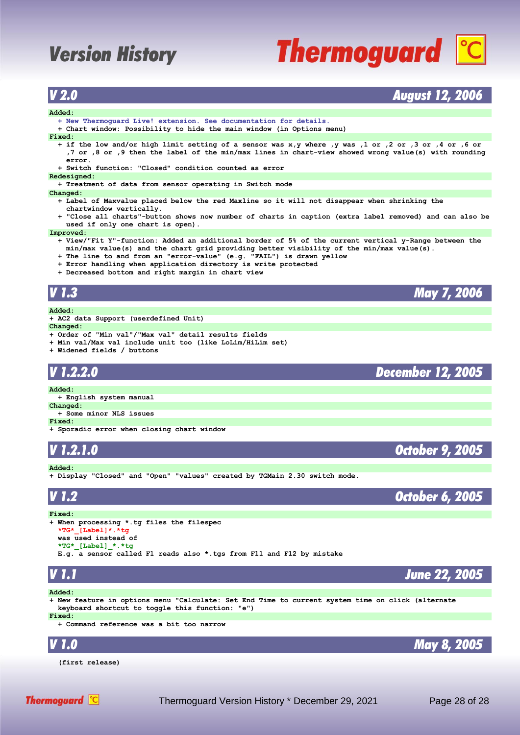# Version History

## V 2.0 — August 12, 2006

**Added:**

- New Thermoguard Live! extension. See documentation for details.
- Chart window: Possibility to hide the main window (in Options menu)

**Fixed:**

- if the low and/or high limit setting of a sensor was x,y where ,y was ,1 or ,2 or ,3 or ,4 or ,6 or ,7 or ,8 or ,9 then the label of the min/max lines in chart-view showed wrong value(s) with rounding error.
- Switch function: "Closed" condition counted as error

**Redesigned:**

- Treatment of data from sensor operating in Switch mode

**Changed:**

- Label of Maxvalue placed below the red Maxline so it will not disappear when shrinking the chartwindow vertically.
- "Close all charts"-button shows now number of charts in caption (extra label removed) and can also be used if only one chart is open).

**Improved:**

- View/"Fit Y"-function: Added an additional border of 5% of the current vertical y-Range between the min/max value(s) and the chart grid providing better visibility of the min/max value(s).
- The line to and from an "error-value" (e.g. "FAIL") is drawn yellow
- Error handling when application directory is write protected
- Decreased bottom and right margin in chart view

## V 1.3 — May 7, 2006

**Added:**

- AC2 data Support (userdefined Unit)

**Changed:**

- Order of "Min val"/"Max val" detail results fields
- Min val/Max val include unit too (like LoLim/HiLim set)
- Widened fields / buttons

## V 1.2.2.0 — December 12, 2005

**Added:**

- English system manual

**Changed:**

- Some minor NLS issues

**Fixed:**

- Sporadic error when closing chart window

## V 1.2.1.0 — October 9, 2005

**Added:**

- Display "Closed" and "Open" "values" created by TGMain 2.30 switch mode.

## V 1.2 — October 6, 2005

**Fixed:**

- When processing *.tg files the filespec
  *TG*_[Label]*.*tg
  was used instead of
  *TG*_[Label]_*.*tg
  E.g. a sensor called F1 reads also *.tgs from F11 and F12 by mistake

## V 1.1 — June 22, 2005

**Added:**

- New feature in options menu "Calculate: Set End Time to current system time on click (alternate keyboard shortcut to toggle this function: "e")

**Fixed:**

- Command reference was a bit too narrow

## V 1.0 — May 8, 2005

(first release)